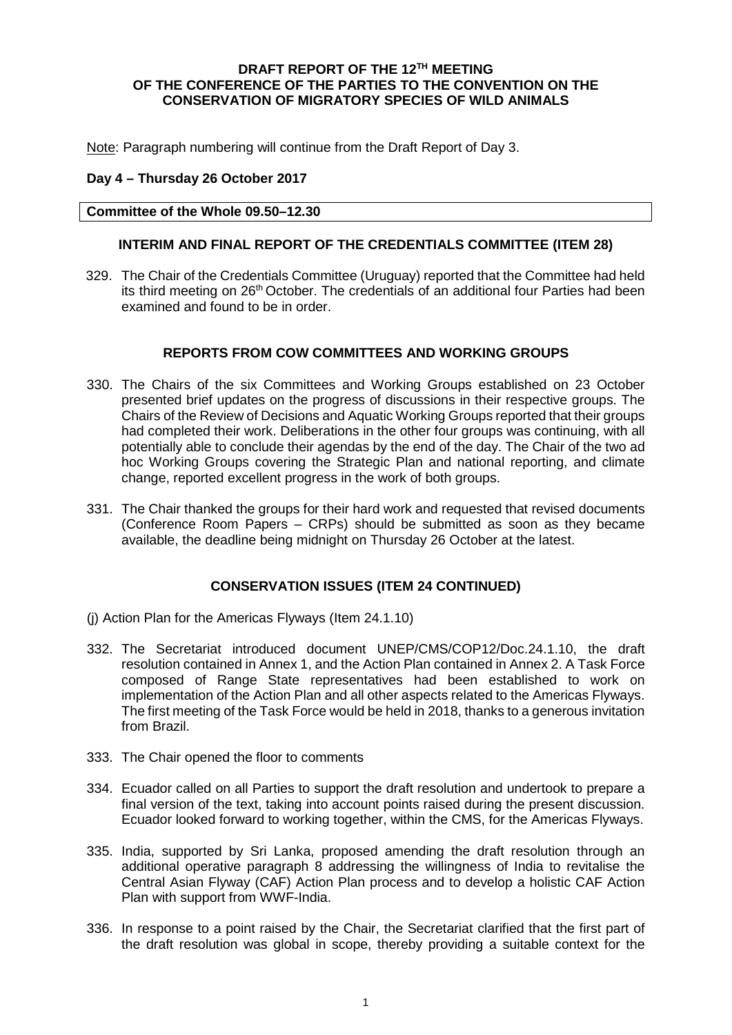**DRAFT REPORT OF THE 12TH MEETING OF THE CONFERENCE OF THE PARTIES TO THE CONVENTION ON THE CONSERVATION OF MIGRATORY SPECIES OF WILD ANIMALS**

Note: Paragraph numbering will continue from the Draft Report of Day 3.

**Day 4 – Thursday 26 October 2017**

**Committee of the Whole 09.50–12.30**

## INTERIM AND FINAL REPORT OF THE CREDENTIALS COMMITTEE (ITEM 28)

329. The Chair of the Credentials Committee (Uruguay) reported that the Committee had held its third meeting on 26th October. The credentials of an additional four Parties had been examined and found to be in order.

## REPORTS FROM COW COMMITTEES AND WORKING GROUPS

330. The Chairs of the six Committees and Working Groups established on 23 October presented brief updates on the progress of discussions in their respective groups. The Chairs of the Review of Decisions and Aquatic Working Groups reported that their groups had completed their work. Deliberations in the other four groups was continuing, with all potentially able to conclude their agendas by the end of the day. The Chair of the two ad hoc Working Groups covering the Strategic Plan and national reporting, and climate change, reported excellent progress in the work of both groups.

331. The Chair thanked the groups for their hard work and requested that revised documents (Conference Room Papers – CRPs) should be submitted as soon as they became available, the deadline being midnight on Thursday 26 October at the latest.

## CONSERVATION ISSUES (ITEM 24 CONTINUED)

(j) Action Plan for the Americas Flyways (Item 24.1.10)

332. The Secretariat introduced document UNEP/CMS/COP12/Doc.24.1.10, the draft resolution contained in Annex 1, and the Action Plan contained in Annex 2. A Task Force composed of Range State representatives had been established to work on implementation of the Action Plan and all other aspects related to the Americas Flyways. The first meeting of the Task Force would be held in 2018, thanks to a generous invitation from Brazil.

333. The Chair opened the floor to comments

334. Ecuador called on all Parties to support the draft resolution and undertook to prepare a final version of the text, taking into account points raised during the present discussion. Ecuador looked forward to working together, within the CMS, for the Americas Flyways.

335. India, supported by Sri Lanka, proposed amending the draft resolution through an additional operative paragraph 8 addressing the willingness of India to revitalise the Central Asian Flyway (CAF) Action Plan process and to develop a holistic CAF Action Plan with support from WWF-India.

336. In response to a point raised by the Chair, the Secretariat clarified that the first part of the draft resolution was global in scope, thereby providing a suitable context for the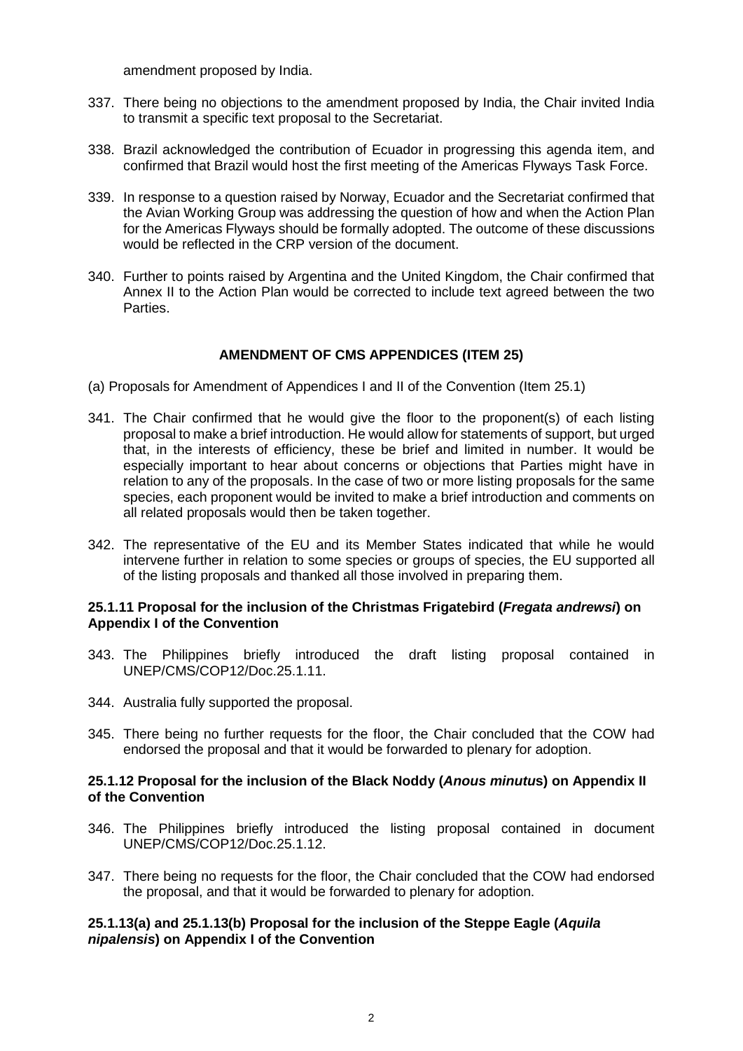amendment proposed by India.

337. There being no objections to the amendment proposed by India, the Chair invited India to transmit a specific text proposal to the Secretariat.

338. Brazil acknowledged the contribution of Ecuador in progressing this agenda item, and confirmed that Brazil would host the first meeting of the Americas Flyways Task Force.

339. In response to a question raised by Norway, Ecuador and the Secretariat confirmed that the Avian Working Group was addressing the question of how and when the Action Plan for the Americas Flyways should be formally adopted. The outcome of these discussions would be reflected in the CRP version of the document.

340. Further to points raised by Argentina and the United Kingdom, the Chair confirmed that Annex II to the Action Plan would be corrected to include text agreed between the two Parties.

## AMENDMENT OF CMS APPENDICES (ITEM 25)

(a) Proposals for Amendment of Appendices I and II of the Convention (Item 25.1)

341. The Chair confirmed that he would give the floor to the proponent(s) of each listing proposal to make a brief introduction. He would allow for statements of support, but urged that, in the interests of efficiency, these be brief and limited in number. It would be especially important to hear about concerns or objections that Parties might have in relation to any of the proposals. In the case of two or more listing proposals for the same species, each proponent would be invited to make a brief introduction and comments on all related proposals would then be taken together.

342. The representative of the EU and its Member States indicated that while he would intervene further in relation to some species or groups of species, the EU supported all of the listing proposals and thanked all those involved in preparing them.

### 25.1.11 Proposal for the inclusion of the Christmas Frigatebird (*Fregata andrewsi*) on Appendix I of the Convention

343. The Philippines briefly introduced the draft listing proposal contained in UNEP/CMS/COP12/Doc.25.1.11.

344. Australia fully supported the proposal.

345. There being no further requests for the floor, the Chair concluded that the COW had endorsed the proposal and that it would be forwarded to plenary for adoption.

### 25.1.12 Proposal for the inclusion of the Black Noddy (*Anous minutus*) on Appendix II of the Convention

346. The Philippines briefly introduced the listing proposal contained in document UNEP/CMS/COP12/Doc.25.1.12.

347. There being no requests for the floor, the Chair concluded that the COW had endorsed the proposal, and that it would be forwarded to plenary for adoption.

### 25.1.13(a) and 25.1.13(b) Proposal for the inclusion of the Steppe Eagle (*Aquila nipalensis*) on Appendix I of the Convention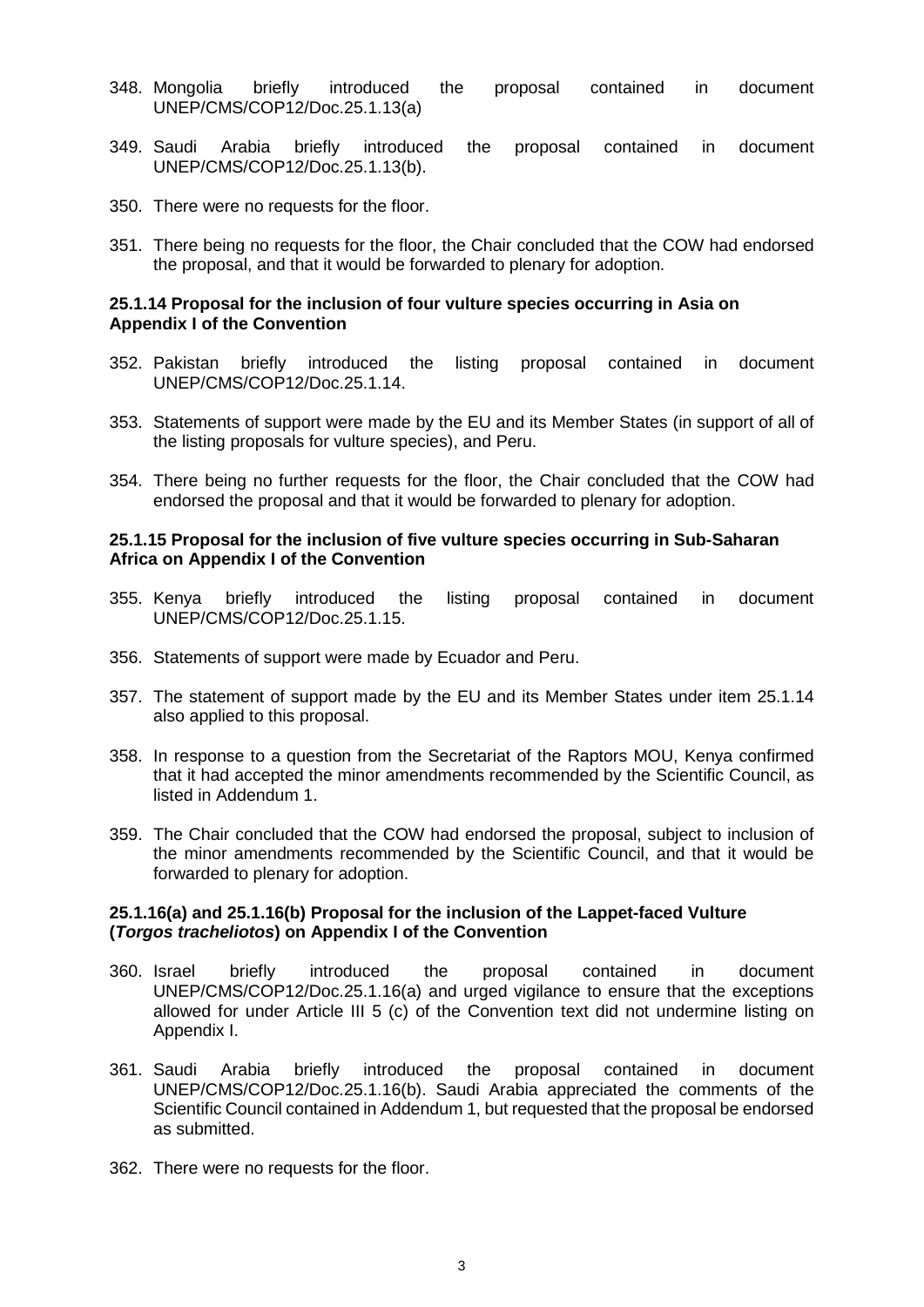348. Mongolia briefly introduced the proposal contained in document UNEP/CMS/COP12/Doc.25.1.13(a)

349. Saudi Arabia briefly introduced the proposal contained in document UNEP/CMS/COP12/Doc.25.1.13(b).

350. There were no requests for the floor.

351. There being no requests for the floor, the Chair concluded that the COW had endorsed the proposal, and that it would be forwarded to plenary for adoption.

### 25.1.14 Proposal for the inclusion of four vulture species occurring in Asia on Appendix I of the Convention

352. Pakistan briefly introduced the listing proposal contained in document UNEP/CMS/COP12/Doc.25.1.14.

353. Statements of support were made by the EU and its Member States (in support of all of the listing proposals for vulture species), and Peru.

354. There being no further requests for the floor, the Chair concluded that the COW had endorsed the proposal and that it would be forwarded to plenary for adoption.

### 25.1.15 Proposal for the inclusion of five vulture species occurring in Sub-Saharan Africa on Appendix I of the Convention

355. Kenya briefly introduced the listing proposal contained in document UNEP/CMS/COP12/Doc.25.1.15.

356. Statements of support were made by Ecuador and Peru.

357. The statement of support made by the EU and its Member States under item 25.1.14 also applied to this proposal.

358. In response to a question from the Secretariat of the Raptors MOU, Kenya confirmed that it had accepted the minor amendments recommended by the Scientific Council, as listed in Addendum 1.

359. The Chair concluded that the COW had endorsed the proposal, subject to inclusion of the minor amendments recommended by the Scientific Council, and that it would be forwarded to plenary for adoption.

### 25.1.16(a) and 25.1.16(b) Proposal for the inclusion of the Lappet-faced Vulture (*Torgos tracheliotos*) on Appendix I of the Convention

360. Israel briefly introduced the proposal contained in document UNEP/CMS/COP12/Doc.25.1.16(a) and urged vigilance to ensure that the exceptions allowed for under Article III 5 (c) of the Convention text did not undermine listing on Appendix I.

361. Saudi Arabia briefly introduced the proposal contained in document UNEP/CMS/COP12/Doc.25.1.16(b). Saudi Arabia appreciated the comments of the Scientific Council contained in Addendum 1, but requested that the proposal be endorsed as submitted.

362. There were no requests for the floor.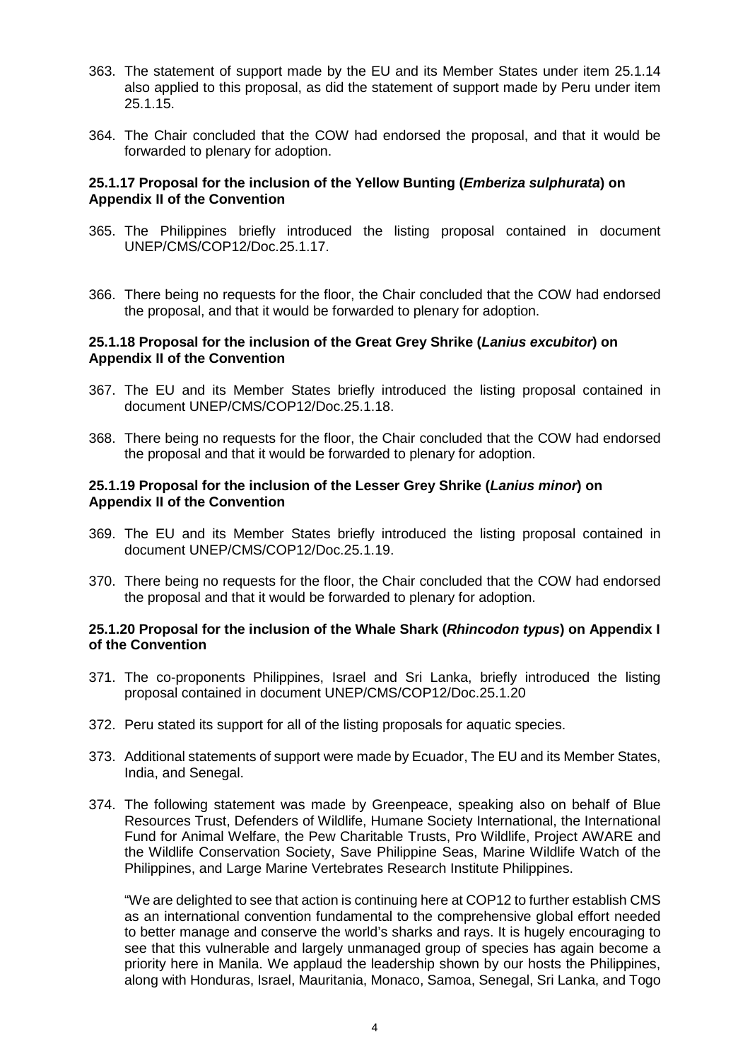363. The statement of support made by the EU and its Member States under item 25.1.14 also applied to this proposal, as did the statement of support made by Peru under item 25.1.15.

364. The Chair concluded that the COW had endorsed the proposal, and that it would be forwarded to plenary for adoption.

### 25.1.17 Proposal for the inclusion of the Yellow Bunting (*Emberiza sulphurata*) on Appendix II of the Convention

365. The Philippines briefly introduced the listing proposal contained in document UNEP/CMS/COP12/Doc.25.1.17.

366. There being no requests for the floor, the Chair concluded that the COW had endorsed the proposal, and that it would be forwarded to plenary for adoption.

### 25.1.18 Proposal for the inclusion of the Great Grey Shrike (*Lanius excubitor*) on Appendix II of the Convention

367. The EU and its Member States briefly introduced the listing proposal contained in document UNEP/CMS/COP12/Doc.25.1.18.

368. There being no requests for the floor, the Chair concluded that the COW had endorsed the proposal and that it would be forwarded to plenary for adoption.

### 25.1.19 Proposal for the inclusion of the Lesser Grey Shrike (*Lanius minor*) on Appendix II of the Convention

369. The EU and its Member States briefly introduced the listing proposal contained in document UNEP/CMS/COP12/Doc.25.1.19.

370. There being no requests for the floor, the Chair concluded that the COW had endorsed the proposal and that it would be forwarded to plenary for adoption.

### 25.1.20 Proposal for the inclusion of the Whale Shark (*Rhincodon typus*) on Appendix I of the Convention

371. The co-proponents Philippines, Israel and Sri Lanka, briefly introduced the listing proposal contained in document UNEP/CMS/COP12/Doc.25.1.20

372. Peru stated its support for all of the listing proposals for aquatic species.

373. Additional statements of support were made by Ecuador, The EU and its Member States, India, and Senegal.

374. The following statement was made by Greenpeace, speaking also on behalf of Blue Resources Trust, Defenders of Wildlife, Humane Society International, the International Fund for Animal Welfare, the Pew Charitable Trusts, Pro Wildlife, Project AWARE and the Wildlife Conservation Society, Save Philippine Seas, Marine Wildlife Watch of the Philippines, and Large Marine Vertebrates Research Institute Philippines.

    "We are delighted to see that action is continuing here at COP12 to further establish CMS as an international convention fundamental to the comprehensive global effort needed to better manage and conserve the world's sharks and rays. It is hugely encouraging to see that this vulnerable and largely unmanaged group of species has again become a priority here in Manila. We applaud the leadership shown by our hosts the Philippines, along with Honduras, Israel, Mauritania, Monaco, Samoa, Senegal, Sri Lanka, and Togo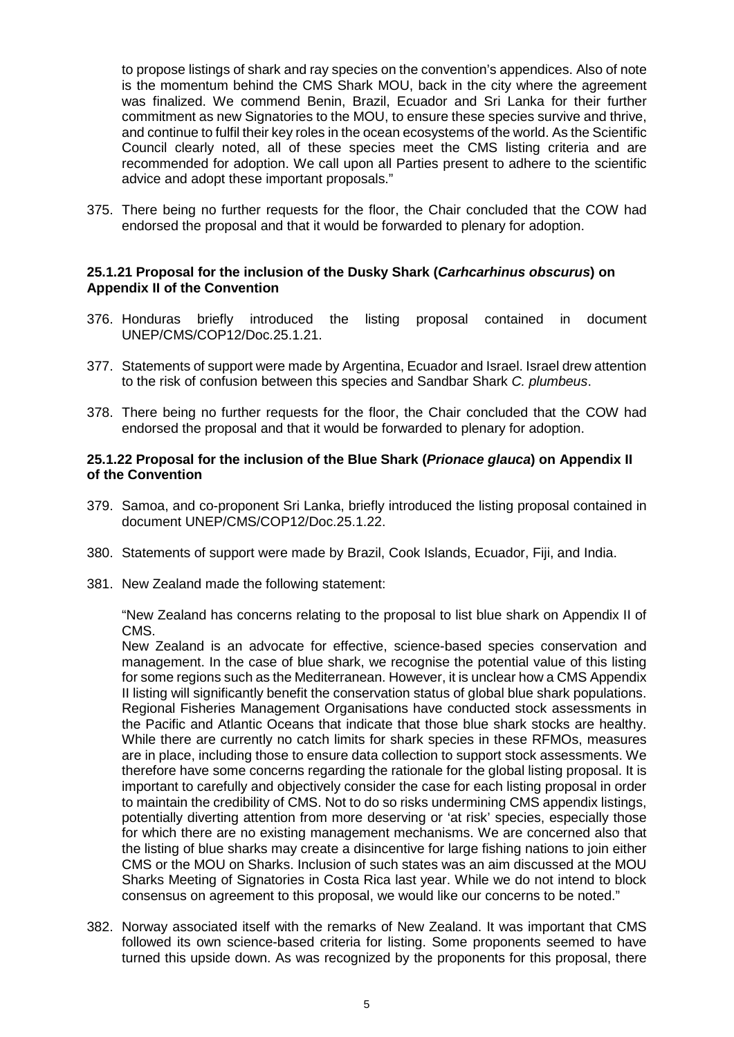to propose listings of shark and ray species on the convention's appendices. Also of note is the momentum behind the CMS Shark MOU, back in the city where the agreement was finalized. We commend Benin, Brazil, Ecuador and Sri Lanka for their further commitment as new Signatories to the MOU, to ensure these species survive and thrive, and continue to fulfil their key roles in the ocean ecosystems of the world. As the Scientific Council clearly noted, all of these species meet the CMS listing criteria and are recommended for adoption. We call upon all Parties present to adhere to the scientific advice and adopt these important proposals."

375. There being no further requests for the floor, the Chair concluded that the COW had endorsed the proposal and that it would be forwarded to plenary for adoption.

### 25.1.21 Proposal for the inclusion of the Dusky Shark (*Carhcarhinus obscurus*) on Appendix II of the Convention

376. Honduras briefly introduced the listing proposal contained in document UNEP/CMS/COP12/Doc.25.1.21.

377. Statements of support were made by Argentina, Ecuador and Israel. Israel drew attention to the risk of confusion between this species and Sandbar Shark *C. plumbeus*.

378. There being no further requests for the floor, the Chair concluded that the COW had endorsed the proposal and that it would be forwarded to plenary for adoption.

### 25.1.22 Proposal for the inclusion of the Blue Shark (*Prionace glauca*) on Appendix II of the Convention

379. Samoa, and co-proponent Sri Lanka, briefly introduced the listing proposal contained in document UNEP/CMS/COP12/Doc.25.1.22.

380. Statements of support were made by Brazil, Cook Islands, Ecuador, Fiji, and India.

381. New Zealand made the following statement:

"New Zealand has concerns relating to the proposal to list blue shark on Appendix II of CMS.
New Zealand is an advocate for effective, science-based species conservation and management. In the case of blue shark, we recognise the potential value of this listing for some regions such as the Mediterranean. However, it is unclear how a CMS Appendix II listing will significantly benefit the conservation status of global blue shark populations. Regional Fisheries Management Organisations have conducted stock assessments in the Pacific and Atlantic Oceans that indicate that those blue shark stocks are healthy. While there are currently no catch limits for shark species in these RFMOs, measures are in place, including those to ensure data collection to support stock assessments. We therefore have some concerns regarding the rationale for the global listing proposal. It is important to carefully and objectively consider the case for each listing proposal in order to maintain the credibility of CMS. Not to do so risks undermining CMS appendix listings, potentially diverting attention from more deserving or 'at risk' species, especially those for which there are no existing management mechanisms. We are concerned also that the listing of blue sharks may create a disincentive for large fishing nations to join either CMS or the MOU on Sharks. Inclusion of such states was an aim discussed at the MOU Sharks Meeting of Signatories in Costa Rica last year. While we do not intend to block consensus on agreement to this proposal, we would like our concerns to be noted."

382. Norway associated itself with the remarks of New Zealand. It was important that CMS followed its own science-based criteria for listing. Some proponents seemed to have turned this upside down. As was recognized by the proponents for this proposal, there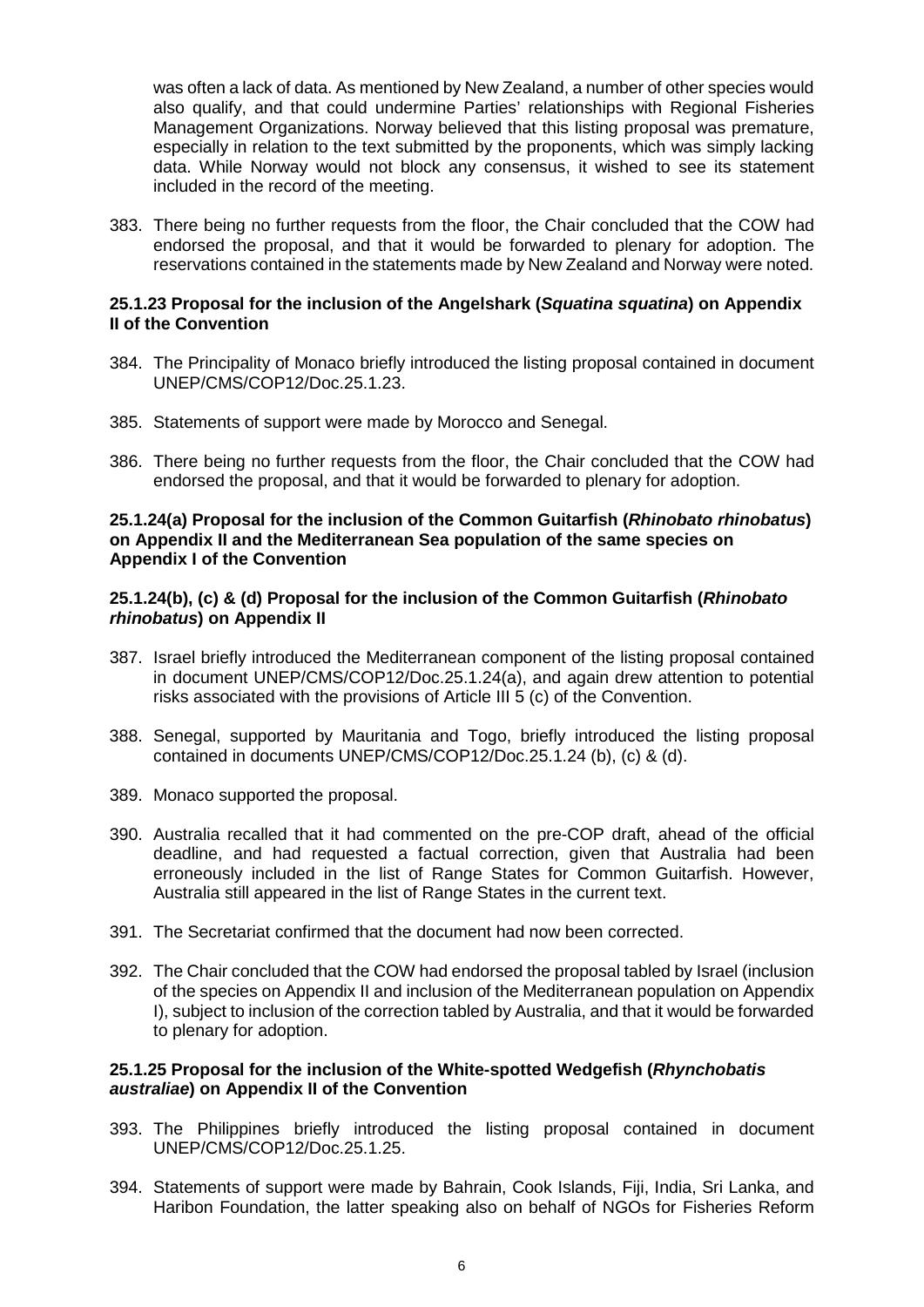was often a lack of data. As mentioned by New Zealand, a number of other species would also qualify, and that could undermine Parties' relationships with Regional Fisheries Management Organizations. Norway believed that this listing proposal was premature, especially in relation to the text submitted by the proponents, which was simply lacking data. While Norway would not block any consensus, it wished to see its statement included in the record of the meeting.

383. There being no further requests from the floor, the Chair concluded that the COW had endorsed the proposal, and that it would be forwarded to plenary for adoption. The reservations contained in the statements made by New Zealand and Norway were noted.

**25.1.23 Proposal for the inclusion of the Angelshark (*Squatina squatina*) on Appendix II of the Convention**

384. The Principality of Monaco briefly introduced the listing proposal contained in document UNEP/CMS/COP12/Doc.25.1.23.

385. Statements of support were made by Morocco and Senegal.

386. There being no further requests from the floor, the Chair concluded that the COW had endorsed the proposal, and that it would be forwarded to plenary for adoption.

**25.1.24(a) Proposal for the inclusion of the Common Guitarfish (*Rhinobato rhinobatus*) on Appendix II and the Mediterranean Sea population of the same species on Appendix I of the Convention**

**25.1.24(b), (c) & (d) Proposal for the inclusion of the Common Guitarfish (*Rhinobato rhinobatus*) on Appendix II**

387. Israel briefly introduced the Mediterranean component of the listing proposal contained in document UNEP/CMS/COP12/Doc.25.1.24(a), and again drew attention to potential risks associated with the provisions of Article III 5 (c) of the Convention.

388. Senegal, supported by Mauritania and Togo, briefly introduced the listing proposal contained in documents UNEP/CMS/COP12/Doc.25.1.24 (b), (c) & (d).

389. Monaco supported the proposal.

390. Australia recalled that it had commented on the pre-COP draft, ahead of the official deadline, and had requested a factual correction, given that Australia had been erroneously included in the list of Range States for Common Guitarfish. However, Australia still appeared in the list of Range States in the current text.

391. The Secretariat confirmed that the document had now been corrected.

392. The Chair concluded that the COW had endorsed the proposal tabled by Israel (inclusion of the species on Appendix II and inclusion of the Mediterranean population on Appendix I), subject to inclusion of the correction tabled by Australia, and that it would be forwarded to plenary for adoption.

**25.1.25 Proposal for the inclusion of the White-spotted Wedgefish (*Rhynchobatis australiae*) on Appendix II of the Convention**

393. The Philippines briefly introduced the listing proposal contained in document UNEP/CMS/COP12/Doc.25.1.25.

394. Statements of support were made by Bahrain, Cook Islands, Fiji, India, Sri Lanka, and Haribon Foundation, the latter speaking also on behalf of NGOs for Fisheries Reform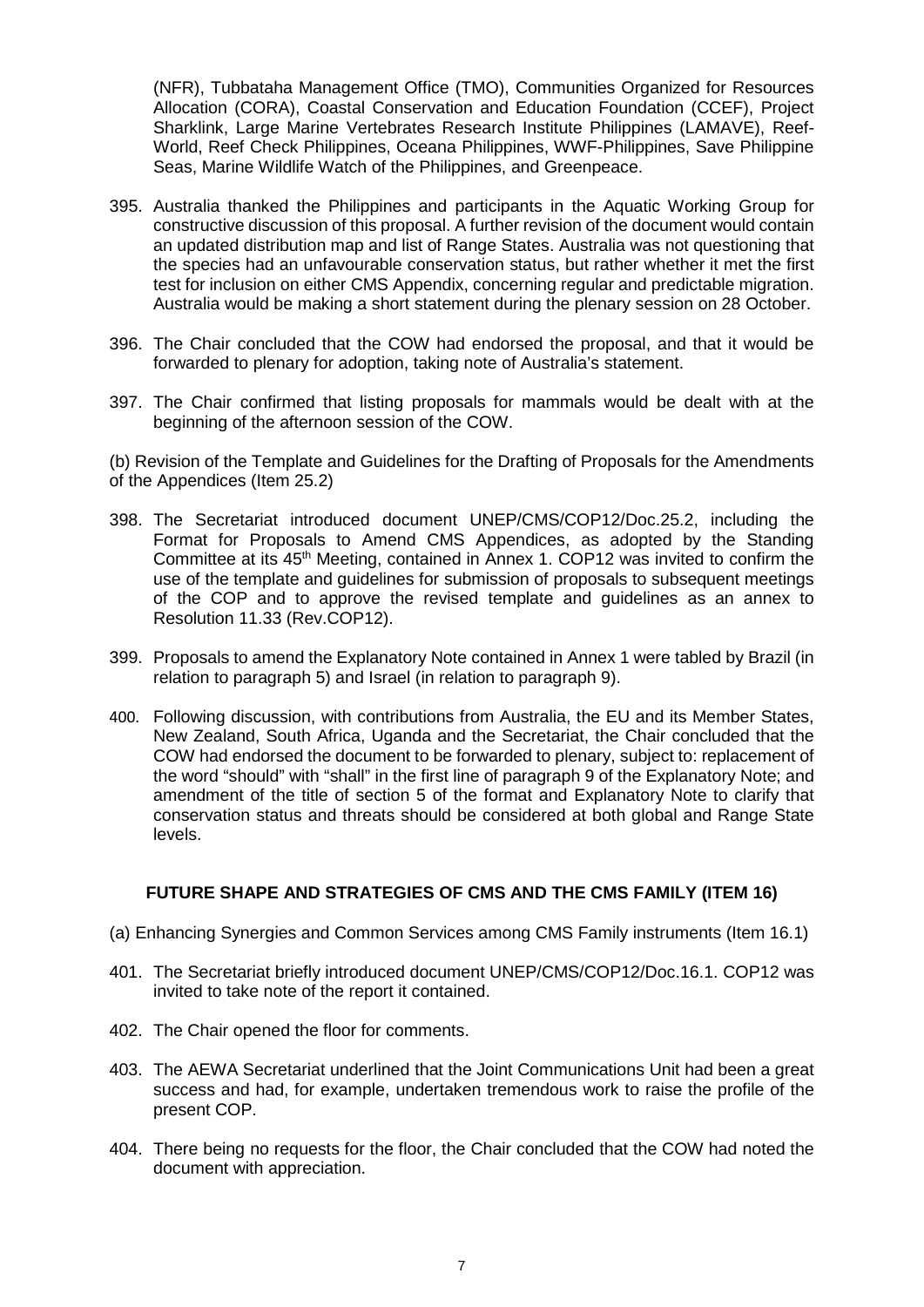(NFR), Tubbataha Management Office (TMO), Communities Organized for Resources Allocation (CORA), Coastal Conservation and Education Foundation (CCEF), Project Sharklink, Large Marine Vertebrates Research Institute Philippines (LAMAVE), Reef-World, Reef Check Philippines, Oceana Philippines, WWF-Philippines, Save Philippine Seas, Marine Wildlife Watch of the Philippines, and Greenpeace.

395. Australia thanked the Philippines and participants in the Aquatic Working Group for constructive discussion of this proposal. A further revision of the document would contain an updated distribution map and list of Range States. Australia was not questioning that the species had an unfavourable conservation status, but rather whether it met the first test for inclusion on either CMS Appendix, concerning regular and predictable migration. Australia would be making a short statement during the plenary session on 28 October.

396. The Chair concluded that the COW had endorsed the proposal, and that it would be forwarded to plenary for adoption, taking note of Australia's statement.

397. The Chair confirmed that listing proposals for mammals would be dealt with at the beginning of the afternoon session of the COW.

(b) Revision of the Template and Guidelines for the Drafting of Proposals for the Amendments of the Appendices (Item 25.2)

398. The Secretariat introduced document UNEP/CMS/COP12/Doc.25.2, including the Format for Proposals to Amend CMS Appendices, as adopted by the Standing Committee at its 45th Meeting, contained in Annex 1. COP12 was invited to confirm the use of the template and guidelines for submission of proposals to subsequent meetings of the COP and to approve the revised template and guidelines as an annex to Resolution 11.33 (Rev.COP12).

399. Proposals to amend the Explanatory Note contained in Annex 1 were tabled by Brazil (in relation to paragraph 5) and Israel (in relation to paragraph 9).

400. Following discussion, with contributions from Australia, the EU and its Member States, New Zealand, South Africa, Uganda and the Secretariat, the Chair concluded that the COW had endorsed the document to be forwarded to plenary, subject to: replacement of the word "should" with "shall" in the first line of paragraph 9 of the Explanatory Note; and amendment of the title of section 5 of the format and Explanatory Note to clarify that conservation status and threats should be considered at both global and Range State levels.

## FUTURE SHAPE AND STRATEGIES OF CMS AND THE CMS FAMILY (ITEM 16)

(a) Enhancing Synergies and Common Services among CMS Family instruments (Item 16.1)

401. The Secretariat briefly introduced document UNEP/CMS/COP12/Doc.16.1. COP12 was invited to take note of the report it contained.

402. The Chair opened the floor for comments.

403. The AEWA Secretariat underlined that the Joint Communications Unit had been a great success and had, for example, undertaken tremendous work to raise the profile of the present COP.

404. There being no requests for the floor, the Chair concluded that the COW had noted the document with appreciation.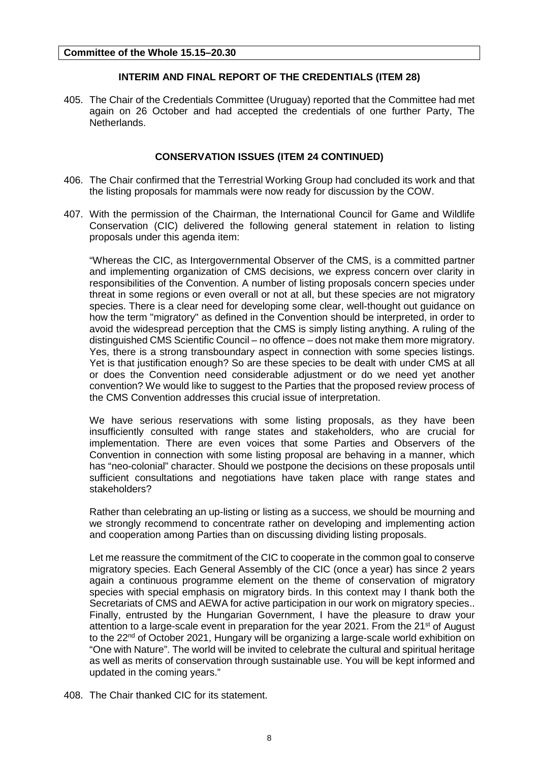**Committee of the Whole 15.15–20.30**

### INTERIM AND FINAL REPORT OF THE CREDENTIALS (ITEM 28)

405. The Chair of the Credentials Committee (Uruguay) reported that the Committee had met again on 26 October and had accepted the credentials of one further Party, The Netherlands.

### CONSERVATION ISSUES (ITEM 24 CONTINUED)

406. The Chair confirmed that the Terrestrial Working Group had concluded its work and that the listing proposals for mammals were now ready for discussion by the COW.

407. With the permission of the Chairman, the International Council for Game and Wildlife Conservation (CIC) delivered the following general statement in relation to listing proposals under this agenda item:

"Whereas the CIC, as Intergovernmental Observer of the CMS, is a committed partner and implementing organization of CMS decisions, we express concern over clarity in responsibilities of the Convention. A number of listing proposals concern species under threat in some regions or even overall or not at all, but these species are not migratory species. There is a clear need for developing some clear, well-thought out guidance on how the term "migratory" as defined in the Convention should be interpreted, in order to avoid the widespread perception that the CMS is simply listing anything. A ruling of the distinguished CMS Scientific Council – no offence – does not make them more migratory. Yes, there is a strong transboundary aspect in connection with some species listings. Yet is that justification enough? So are these species to be dealt with under CMS at all or does the Convention need considerable adjustment or do we need yet another convention? We would like to suggest to the Parties that the proposed review process of the CMS Convention addresses this crucial issue of interpretation.

We have serious reservations with some listing proposals, as they have been insufficiently consulted with range states and stakeholders, who are crucial for implementation. There are even voices that some Parties and Observers of the Convention in connection with some listing proposal are behaving in a manner, which has "neo-colonial" character. Should we postpone the decisions on these proposals until sufficient consultations and negotiations have taken place with range states and stakeholders?

Rather than celebrating an up-listing or listing as a success, we should be mourning and we strongly recommend to concentrate rather on developing and implementing action and cooperation among Parties than on discussing dividing listing proposals.

Let me reassure the commitment of the CIC to cooperate in the common goal to conserve migratory species. Each General Assembly of the CIC (once a year) has since 2 years again a continuous programme element on the theme of conservation of migratory species with special emphasis on migratory birds. In this context may I thank both the Secretariats of CMS and AEWA for active participation in our work on migratory species.. Finally, entrusted by the Hungarian Government, I have the pleasure to draw your attention to a large-scale event in preparation for the year 2021. From the 21st of August to the 22nd of October 2021, Hungary will be organizing a large-scale world exhibition on "One with Nature". The world will be invited to celebrate the cultural and spiritual heritage as well as merits of conservation through sustainable use. You will be kept informed and updated in the coming years."

408. The Chair thanked CIC for its statement.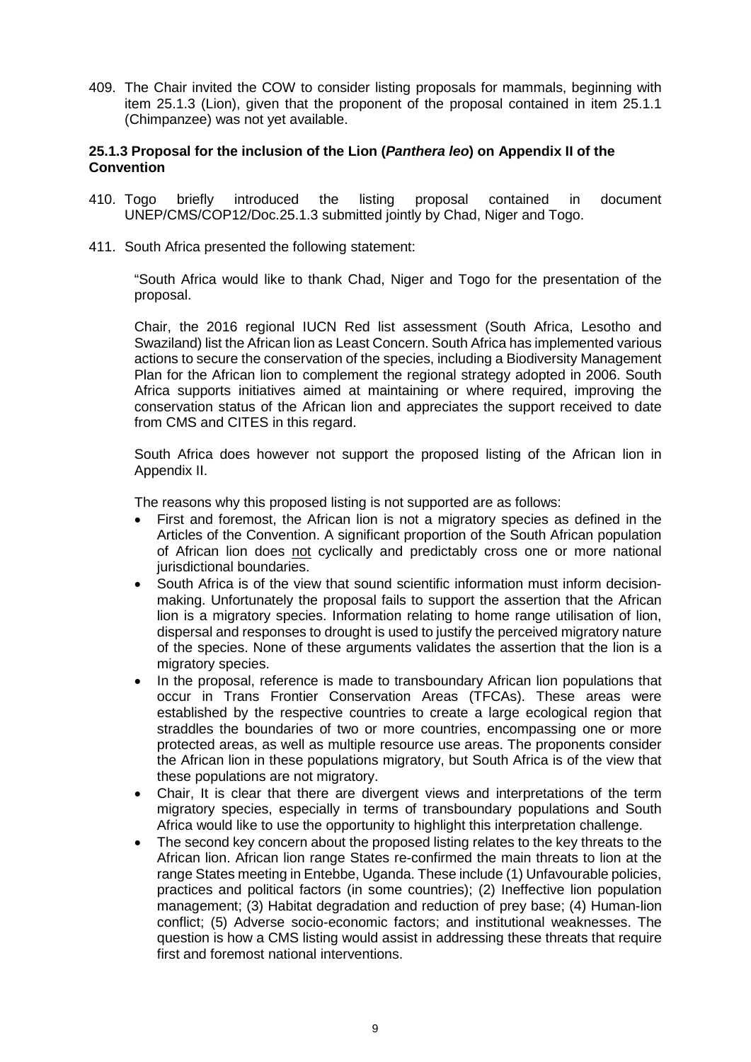409. The Chair invited the COW to consider listing proposals for mammals, beginning with item 25.1.3 (Lion), given that the proponent of the proposal contained in item 25.1.1 (Chimpanzee) was not yet available.

### 25.1.3 Proposal for the inclusion of the Lion (*Panthera leo*) on Appendix II of the Convention

410. Togo briefly introduced the listing proposal contained in document UNEP/CMS/COP12/Doc.25.1.3 submitted jointly by Chad, Niger and Togo.

411. South Africa presented the following statement:

> "South Africa would like to thank Chad, Niger and Togo for the presentation of the proposal.
>
> Chair, the 2016 regional IUCN Red list assessment (South Africa, Lesotho and Swaziland) list the African lion as Least Concern. South Africa has implemented various actions to secure the conservation of the species, including a Biodiversity Management Plan for the African lion to complement the regional strategy adopted in 2006. South Africa supports initiatives aimed at maintaining or where required, improving the conservation status of the African lion and appreciates the support received to date from CMS and CITES in this regard.
>
> South Africa does however not support the proposed listing of the African lion in Appendix II.
>
> The reasons why this proposed listing is not supported are as follows:
>
> - First and foremost, the African lion is not a migratory species as defined in the Articles of the Convention. A significant proportion of the South African population of African lion does <u>not</u> cyclically and predictably cross one or more national jurisdictional boundaries.
> - South Africa is of the view that sound scientific information must inform decision-making. Unfortunately the proposal fails to support the assertion that the African lion is a migratory species. Information relating to home range utilisation of lion, dispersal and responses to drought is used to justify the perceived migratory nature of the species. None of these arguments validates the assertion that the lion is a migratory species.
> - In the proposal, reference is made to transboundary African lion populations that occur in Trans Frontier Conservation Areas (TFCAs). These areas were established by the respective countries to create a large ecological region that straddles the boundaries of two or more countries, encompassing one or more protected areas, as well as multiple resource use areas. The proponents consider the African lion in these populations migratory, but South Africa is of the view that these populations are not migratory.
> - Chair, It is clear that there are divergent views and interpretations of the term migratory species, especially in terms of transboundary populations and South Africa would like to use the opportunity to highlight this interpretation challenge.
> - The second key concern about the proposed listing relates to the key threats to the African lion. African lion range States re-confirmed the main threats to lion at the range States meeting in Entebbe, Uganda. These include (1) Unfavourable policies, practices and political factors (in some countries); (2) Ineffective lion population management; (3) Habitat degradation and reduction of prey base; (4) Human-lion conflict; (5) Adverse socio-economic factors; and institutional weaknesses. The question is how a CMS listing would assist in addressing these threats that require first and foremost national interventions.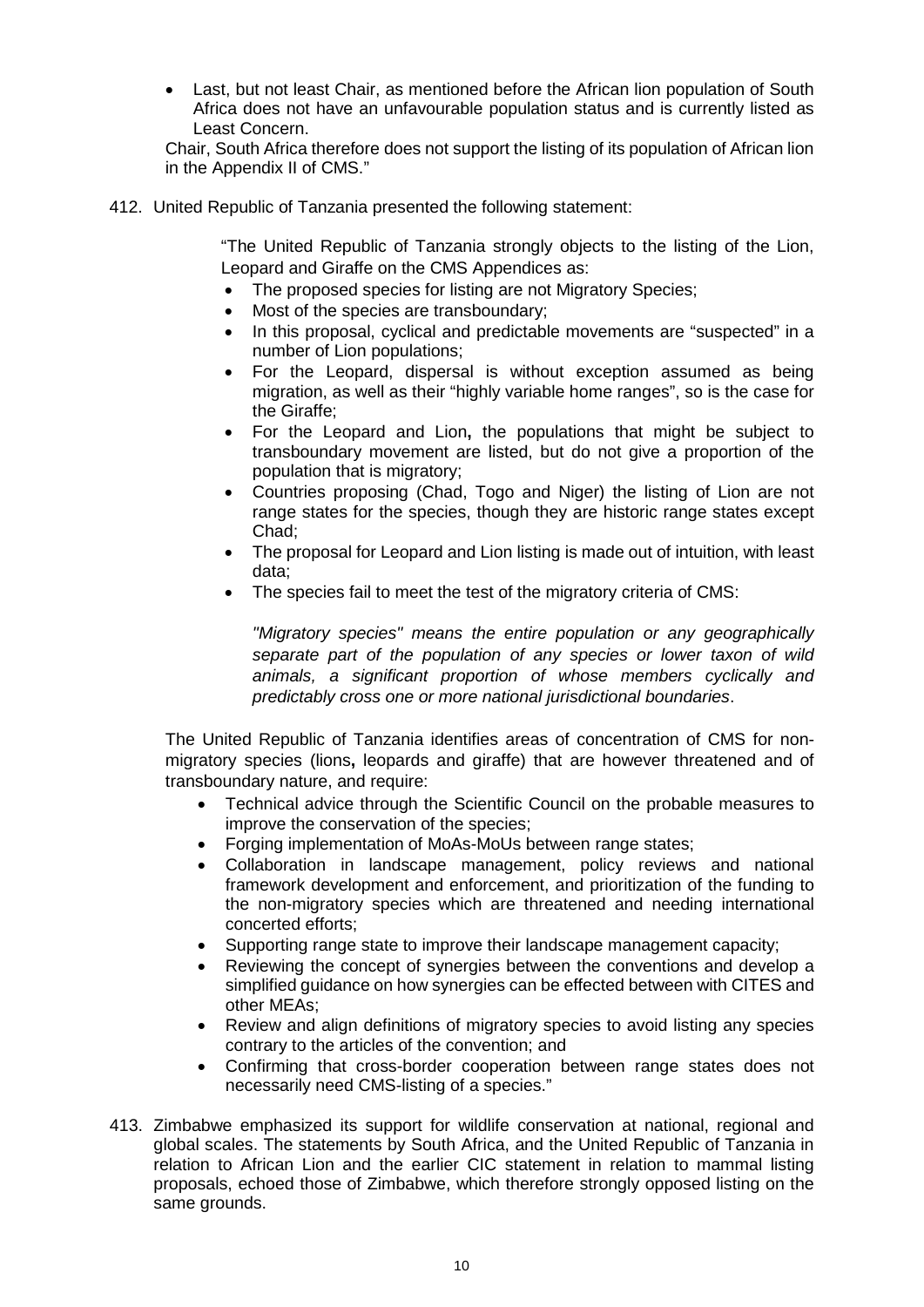- Last, but not least Chair, as mentioned before the African lion population of South Africa does not have an unfavourable population status and is currently listed as Least Concern.

Chair, South Africa therefore does not support the listing of its population of African lion in the Appendix II of CMS."

412. United Republic of Tanzania presented the following statement:

> "The United Republic of Tanzania strongly objects to the listing of the Lion, Leopard and Giraffe on the CMS Appendices as:
>
> - The proposed species for listing are not Migratory Species;
> - Most of the species are transboundary;
> - In this proposal, cyclical and predictable movements are "suspected" in a number of Lion populations;
> - For the Leopard, dispersal is without exception assumed as being migration, as well as their "highly variable home ranges", so is the case for the Giraffe;
> - For the Leopard and Lion**,** the populations that might be subject to transboundary movement are listed, but do not give a proportion of the population that is migratory;
> - Countries proposing (Chad, Togo and Niger) the listing of Lion are not range states for the species, though they are historic range states except Chad;
> - The proposal for Leopard and Lion listing is made out of intuition, with least data;
> - The species fail to meet the test of the migratory criteria of CMS:
>
> *"Migratory species" means the entire population or any geographically separate part of the population of any species or lower taxon of wild animals, a significant proportion of whose members cyclically and predictably cross one or more national jurisdictional boundaries*.

The United Republic of Tanzania identifies areas of concentration of CMS for non-migratory species (lions**,** leopards and giraffe) that are however threatened and of transboundary nature, and require:

- Technical advice through the Scientific Council on the probable measures to improve the conservation of the species;
- Forging implementation of MoAs-MoUs between range states;
- Collaboration in landscape management, policy reviews and national framework development and enforcement, and prioritization of the funding to the non-migratory species which are threatened and needing international concerted efforts;
- Supporting range state to improve their landscape management capacity;
- Reviewing the concept of synergies between the conventions and develop a simplified guidance on how synergies can be effected between with CITES and other MEAs;
- Review and align definitions of migratory species to avoid listing any species contrary to the articles of the convention; and
- Confirming that cross-border cooperation between range states does not necessarily need CMS-listing of a species."

413. Zimbabwe emphasized its support for wildlife conservation at national, regional and global scales. The statements by South Africa, and the United Republic of Tanzania in relation to African Lion and the earlier CIC statement in relation to mammal listing proposals, echoed those of Zimbabwe, which therefore strongly opposed listing on the same grounds.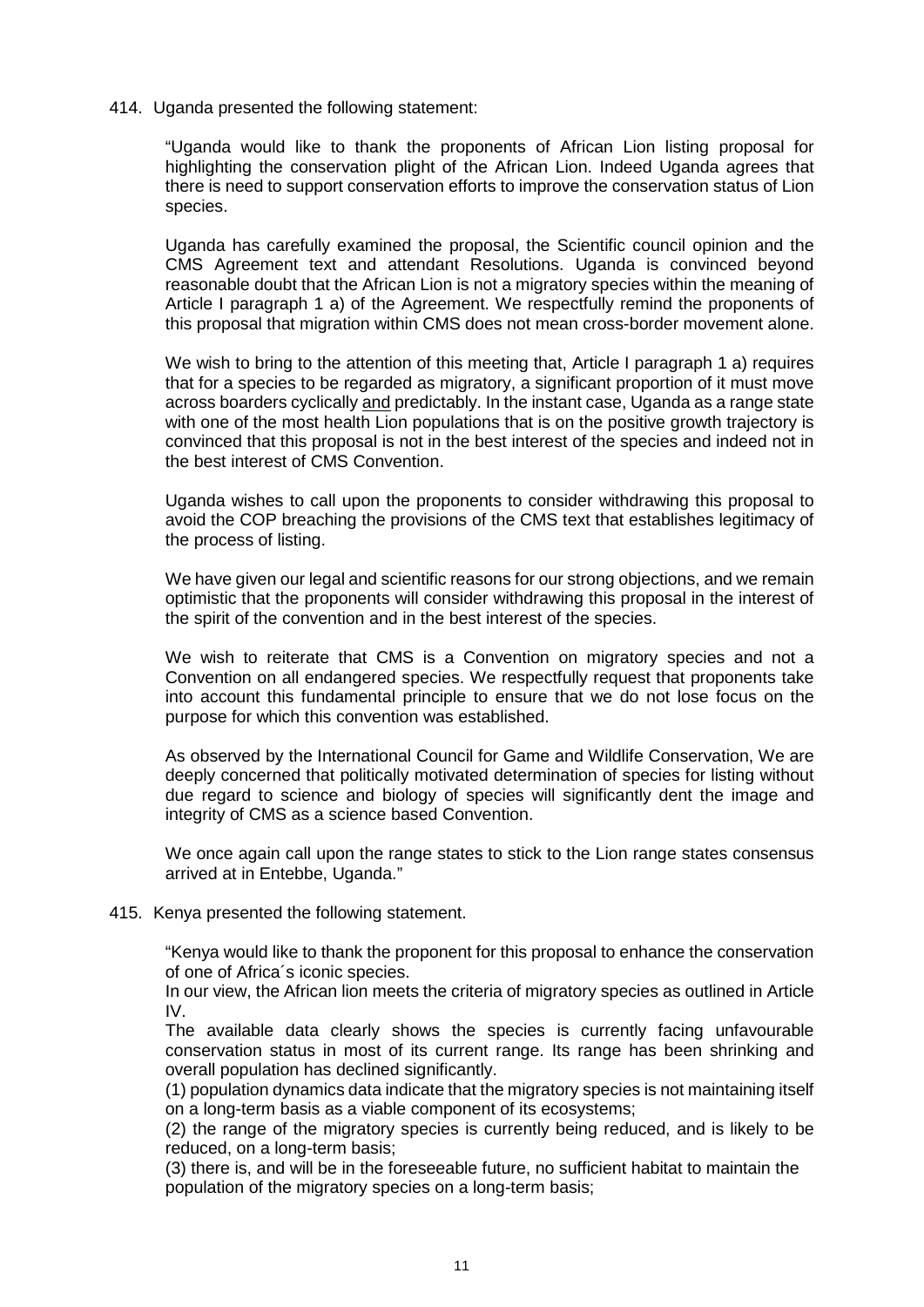414. Uganda presented the following statement:

"Uganda would like to thank the proponents of African Lion listing proposal for highlighting the conservation plight of the African Lion. Indeed Uganda agrees that there is need to support conservation efforts to improve the conservation status of Lion species.

Uganda has carefully examined the proposal, the Scientific council opinion and the CMS Agreement text and attendant Resolutions. Uganda is convinced beyond reasonable doubt that the African Lion is not a migratory species within the meaning of Article I paragraph 1 a) of the Agreement. We respectfully remind the proponents of this proposal that migration within CMS does not mean cross-border movement alone.

We wish to bring to the attention of this meeting that, Article I paragraph 1 a) requires that for a species to be regarded as migratory, a significant proportion of it must move across boarders cyclically <u>and</u> predictably. In the instant case, Uganda as a range state with one of the most health Lion populations that is on the positive growth trajectory is convinced that this proposal is not in the best interest of the species and indeed not in the best interest of CMS Convention.

Uganda wishes to call upon the proponents to consider withdrawing this proposal to avoid the COP breaching the provisions of the CMS text that establishes legitimacy of the process of listing.

We have given our legal and scientific reasons for our strong objections, and we remain optimistic that the proponents will consider withdrawing this proposal in the interest of the spirit of the convention and in the best interest of the species.

We wish to reiterate that CMS is a Convention on migratory species and not a Convention on all endangered species. We respectfully request that proponents take into account this fundamental principle to ensure that we do not lose focus on the purpose for which this convention was established.

As observed by the International Council for Game and Wildlife Conservation, We are deeply concerned that politically motivated determination of species for listing without due regard to science and biology of species will significantly dent the image and integrity of CMS as a science based Convention.

We once again call upon the range states to stick to the Lion range states consensus arrived at in Entebbe, Uganda."

415. Kenya presented the following statement.

"Kenya would like to thank the proponent for this proposal to enhance the conservation of one of Africa´s iconic species.
In our view, the African lion meets the criteria of migratory species as outlined in Article IV.
The available data clearly shows the species is currently facing unfavourable conservation status in most of its current range. Its range has been shrinking and overall population has declined significantly.
(1) population dynamics data indicate that the migratory species is not maintaining itself on a long-term basis as a viable component of its ecosystems;
(2) the range of the migratory species is currently being reduced, and is likely to be reduced, on a long-term basis;
(3) there is, and will be in the foreseeable future, no sufficient habitat to maintain the population of the migratory species on a long-term basis;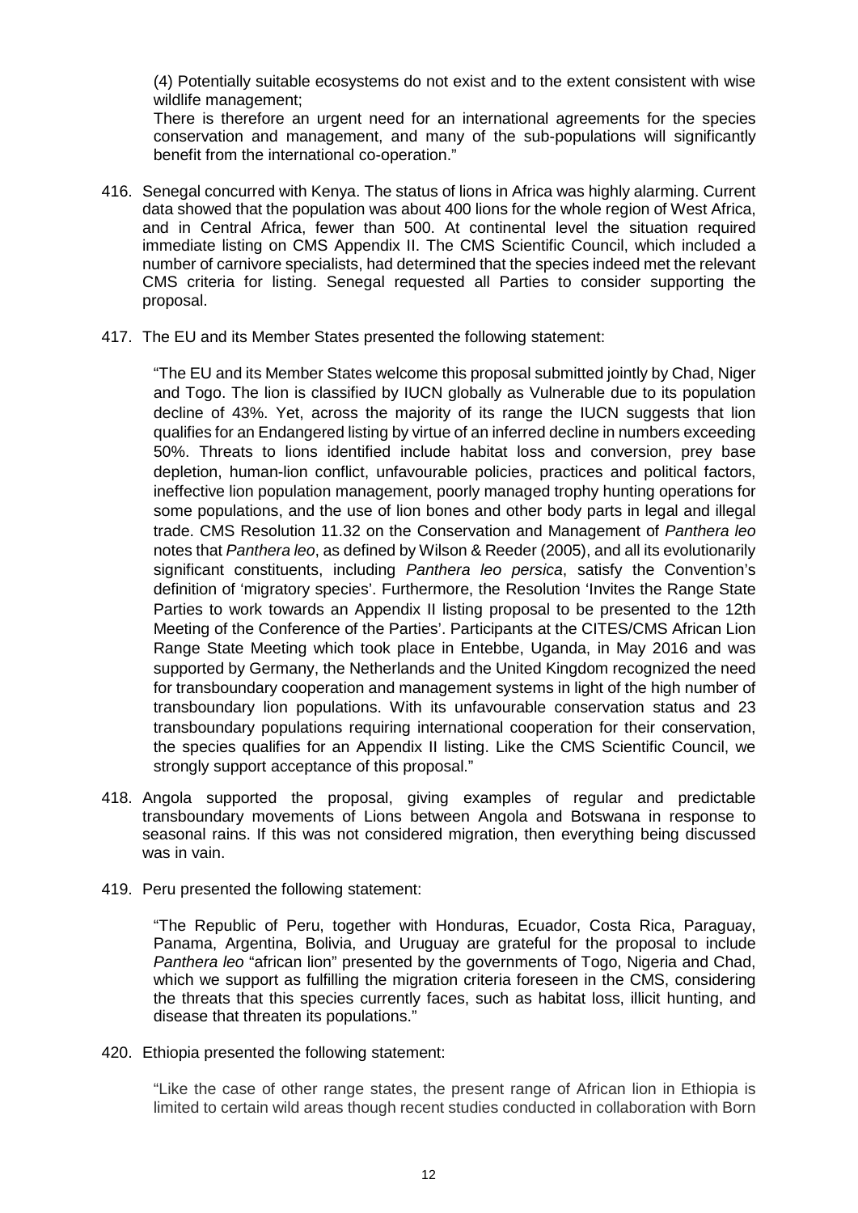(4) Potentially suitable ecosystems do not exist and to the extent consistent with wise wildlife management;

There is therefore an urgent need for an international agreements for the species conservation and management, and many of the sub-populations will significantly benefit from the international co-operation."

416. Senegal concurred with Kenya. The status of lions in Africa was highly alarming. Current data showed that the population was about 400 lions for the whole region of West Africa, and in Central Africa, fewer than 500. At continental level the situation required immediate listing on CMS Appendix II. The CMS Scientific Council, which included a number of carnivore specialists, had determined that the species indeed met the relevant CMS criteria for listing. Senegal requested all Parties to consider supporting the proposal.

417. The EU and its Member States presented the following statement:

"The EU and its Member States welcome this proposal submitted jointly by Chad, Niger and Togo. The lion is classified by IUCN globally as Vulnerable due to its population decline of 43%. Yet, across the majority of its range the IUCN suggests that lion qualifies for an Endangered listing by virtue of an inferred decline in numbers exceeding 50%. Threats to lions identified include habitat loss and conversion, prey base depletion, human-lion conflict, unfavourable policies, practices and political factors, ineffective lion population management, poorly managed trophy hunting operations for some populations, and the use of lion bones and other body parts in legal and illegal trade. CMS Resolution 11.32 on the Conservation and Management of *Panthera leo* notes that *Panthera leo*, as defined by Wilson & Reeder (2005), and all its evolutionarily significant constituents, including *Panthera leo persica*, satisfy the Convention's definition of 'migratory species'. Furthermore, the Resolution 'Invites the Range State Parties to work towards an Appendix II listing proposal to be presented to the 12th Meeting of the Conference of the Parties'. Participants at the CITES/CMS African Lion Range State Meeting which took place in Entebbe, Uganda, in May 2016 and was supported by Germany, the Netherlands and the United Kingdom recognized the need for transboundary cooperation and management systems in light of the high number of transboundary lion populations. With its unfavourable conservation status and 23 transboundary populations requiring international cooperation for their conservation, the species qualifies for an Appendix II listing. Like the CMS Scientific Council, we strongly support acceptance of this proposal."

418. Angola supported the proposal, giving examples of regular and predictable transboundary movements of Lions between Angola and Botswana in response to seasonal rains. If this was not considered migration, then everything being discussed was in vain.

419. Peru presented the following statement:

"The Republic of Peru, together with Honduras, Ecuador, Costa Rica, Paraguay, Panama, Argentina, Bolivia, and Uruguay are grateful for the proposal to include *Panthera leo* "african lion" presented by the governments of Togo, Nigeria and Chad, which we support as fulfilling the migration criteria foreseen in the CMS, considering the threats that this species currently faces, such as habitat loss, illicit hunting, and disease that threaten its populations."

420. Ethiopia presented the following statement:

"Like the case of other range states, the present range of African lion in Ethiopia is limited to certain wild areas though recent studies conducted in collaboration with Born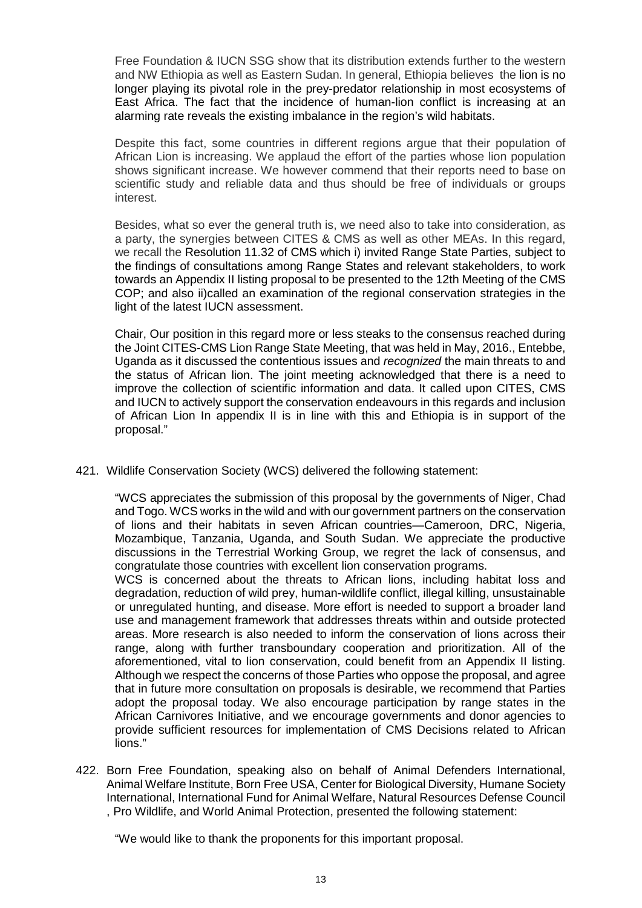Free Foundation & IUCN SSG show that its distribution extends further to the western and NW Ethiopia as well as Eastern Sudan. In general, Ethiopia believes the lion is no longer playing its pivotal role in the prey-predator relationship in most ecosystems of East Africa. The fact that the incidence of human-lion conflict is increasing at an alarming rate reveals the existing imbalance in the region's wild habitats.

Despite this fact, some countries in different regions argue that their population of African Lion is increasing. We applaud the effort of the parties whose lion population shows significant increase. We however commend that their reports need to base on scientific study and reliable data and thus should be free of individuals or groups interest.

Besides, what so ever the general truth is, we need also to take into consideration, as a party, the synergies between CITES & CMS as well as other MEAs. In this regard, we recall the Resolution 11.32 of CMS which i) invited Range State Parties, subject to the findings of consultations among Range States and relevant stakeholders, to work towards an Appendix II listing proposal to be presented to the 12th Meeting of the CMS COP; and also ii)called an examination of the regional conservation strategies in the light of the latest IUCN assessment.

Chair, Our position in this regard more or less steaks to the consensus reached during the Joint CITES-CMS Lion Range State Meeting, that was held in May, 2016., Entebbe, Uganda as it discussed the contentious issues and *recognized* the main threats to and the status of African lion. The joint meeting acknowledged that there is a need to improve the collection of scientific information and data. It called upon CITES, CMS and IUCN to actively support the conservation endeavours in this regards and inclusion of African Lion In appendix II is in line with this and Ethiopia is in support of the proposal."

421. Wildlife Conservation Society (WCS) delivered the following statement:

"WCS appreciates the submission of this proposal by the governments of Niger, Chad and Togo. WCS works in the wild and with our government partners on the conservation of lions and their habitats in seven African countries—Cameroon, DRC, Nigeria, Mozambique, Tanzania, Uganda, and South Sudan. We appreciate the productive discussions in the Terrestrial Working Group, we regret the lack of consensus, and congratulate those countries with excellent lion conservation programs.
WCS is concerned about the threats to African lions, including habitat loss and degradation, reduction of wild prey, human-wildlife conflict, illegal killing, unsustainable or unregulated hunting, and disease. More effort is needed to support a broader land use and management framework that addresses threats within and outside protected areas. More research is also needed to inform the conservation of lions across their range, along with further transboundary cooperation and prioritization. All of the aforementioned, vital to lion conservation, could benefit from an Appendix II listing. Although we respect the concerns of those Parties who oppose the proposal, and agree that in future more consultation on proposals is desirable, we recommend that Parties adopt the proposal today. We also encourage participation by range states in the African Carnivores Initiative, and we encourage governments and donor agencies to provide sufficient resources for implementation of CMS Decisions related to African lions."

422. Born Free Foundation, speaking also on behalf of Animal Defenders International, Animal Welfare Institute, Born Free USA, Center for Biological Diversity, Humane Society International, International Fund for Animal Welfare, Natural Resources Defense Council , Pro Wildlife, and World Animal Protection, presented the following statement:

"We would like to thank the proponents for this important proposal.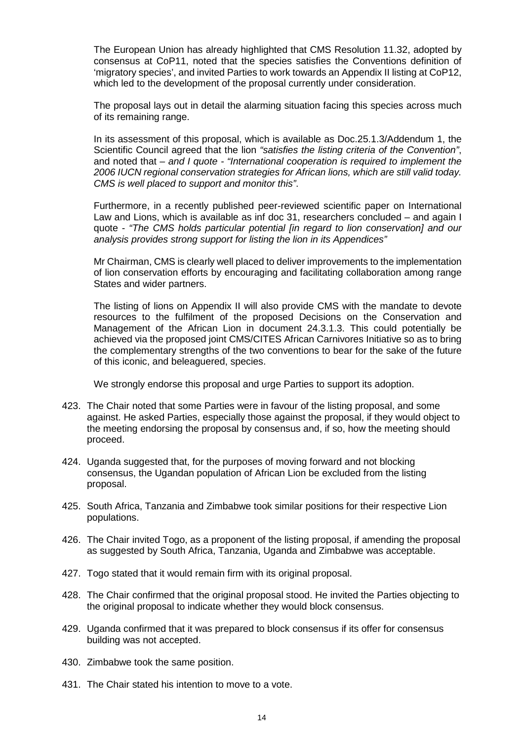The European Union has already highlighted that CMS Resolution 11.32, adopted by consensus at CoP11, noted that the species satisfies the Conventions definition of 'migratory species', and invited Parties to work towards an Appendix II listing at CoP12, which led to the development of the proposal currently under consideration.

The proposal lays out in detail the alarming situation facing this species across much of its remaining range.

In its assessment of this proposal, which is available as Doc.25.1.3/Addendum 1, the Scientific Council agreed that the lion *"satisfies the listing criteria of the Convention"*, and noted that – *and I quote - "International cooperation is required to implement the 2006 IUCN regional conservation strategies for African lions, which are still valid today. CMS is well placed to support and monitor this"*.

Furthermore, in a recently published peer-reviewed scientific paper on International Law and Lions, which is available as inf doc 31, researchers concluded – and again I quote - *"The CMS holds particular potential [in regard to lion conservation] and our analysis provides strong support for listing the lion in its Appendices"*

Mr Chairman, CMS is clearly well placed to deliver improvements to the implementation of lion conservation efforts by encouraging and facilitating collaboration among range States and wider partners.

The listing of lions on Appendix II will also provide CMS with the mandate to devote resources to the fulfilment of the proposed Decisions on the Conservation and Management of the African Lion in document 24.3.1.3. This could potentially be achieved via the proposed joint CMS/CITES African Carnivores Initiative so as to bring the complementary strengths of the two conventions to bear for the sake of the future of this iconic, and beleaguered, species.

We strongly endorse this proposal and urge Parties to support its adoption.

423. The Chair noted that some Parties were in favour of the listing proposal, and some against. He asked Parties, especially those against the proposal, if they would object to the meeting endorsing the proposal by consensus and, if so, how the meeting should proceed.

424. Uganda suggested that, for the purposes of moving forward and not blocking consensus, the Ugandan population of African Lion be excluded from the listing proposal.

425. South Africa, Tanzania and Zimbabwe took similar positions for their respective Lion populations.

426. The Chair invited Togo, as a proponent of the listing proposal, if amending the proposal as suggested by South Africa, Tanzania, Uganda and Zimbabwe was acceptable.

427. Togo stated that it would remain firm with its original proposal.

428. The Chair confirmed that the original proposal stood. He invited the Parties objecting to the original proposal to indicate whether they would block consensus.

429. Uganda confirmed that it was prepared to block consensus if its offer for consensus building was not accepted.

430. Zimbabwe took the same position.

431. The Chair stated his intention to move to a vote.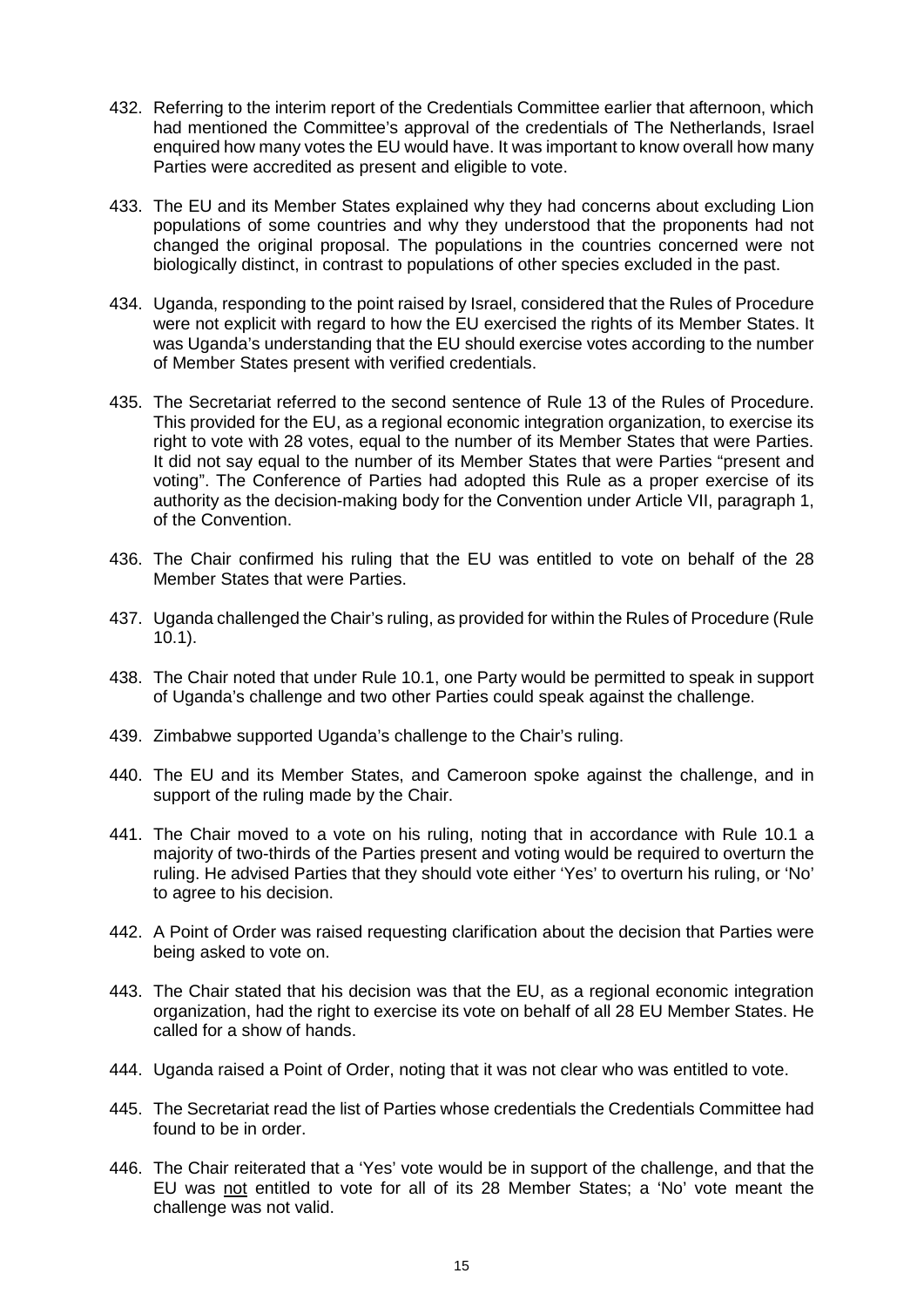432. Referring to the interim report of the Credentials Committee earlier that afternoon, which had mentioned the Committee's approval of the credentials of The Netherlands, Israel enquired how many votes the EU would have. It was important to know overall how many Parties were accredited as present and eligible to vote.

433. The EU and its Member States explained why they had concerns about excluding Lion populations of some countries and why they understood that the proponents had not changed the original proposal. The populations in the countries concerned were not biologically distinct, in contrast to populations of other species excluded in the past.

434. Uganda, responding to the point raised by Israel, considered that the Rules of Procedure were not explicit with regard to how the EU exercised the rights of its Member States. It was Uganda's understanding that the EU should exercise votes according to the number of Member States present with verified credentials.

435. The Secretariat referred to the second sentence of Rule 13 of the Rules of Procedure. This provided for the EU, as a regional economic integration organization, to exercise its right to vote with 28 votes, equal to the number of its Member States that were Parties. It did not say equal to the number of its Member States that were Parties "present and voting". The Conference of Parties had adopted this Rule as a proper exercise of its authority as the decision-making body for the Convention under Article VII, paragraph 1, of the Convention.

436. The Chair confirmed his ruling that the EU was entitled to vote on behalf of the 28 Member States that were Parties.

437. Uganda challenged the Chair's ruling, as provided for within the Rules of Procedure (Rule 10.1).

438. The Chair noted that under Rule 10.1, one Party would be permitted to speak in support of Uganda's challenge and two other Parties could speak against the challenge.

439. Zimbabwe supported Uganda's challenge to the Chair's ruling.

440. The EU and its Member States, and Cameroon spoke against the challenge, and in support of the ruling made by the Chair.

441. The Chair moved to a vote on his ruling, noting that in accordance with Rule 10.1 a majority of two-thirds of the Parties present and voting would be required to overturn the ruling. He advised Parties that they should vote either 'Yes' to overturn his ruling, or 'No' to agree to his decision.

442. A Point of Order was raised requesting clarification about the decision that Parties were being asked to vote on.

443. The Chair stated that his decision was that the EU, as a regional economic integration organization, had the right to exercise its vote on behalf of all 28 EU Member States. He called for a show of hands.

444. Uganda raised a Point of Order, noting that it was not clear who was entitled to vote.

445. The Secretariat read the list of Parties whose credentials the Credentials Committee had found to be in order.

446. The Chair reiterated that a 'Yes' vote would be in support of the challenge, and that the EU was <u>not</u> entitled to vote for all of its 28 Member States; a 'No' vote meant the challenge was not valid.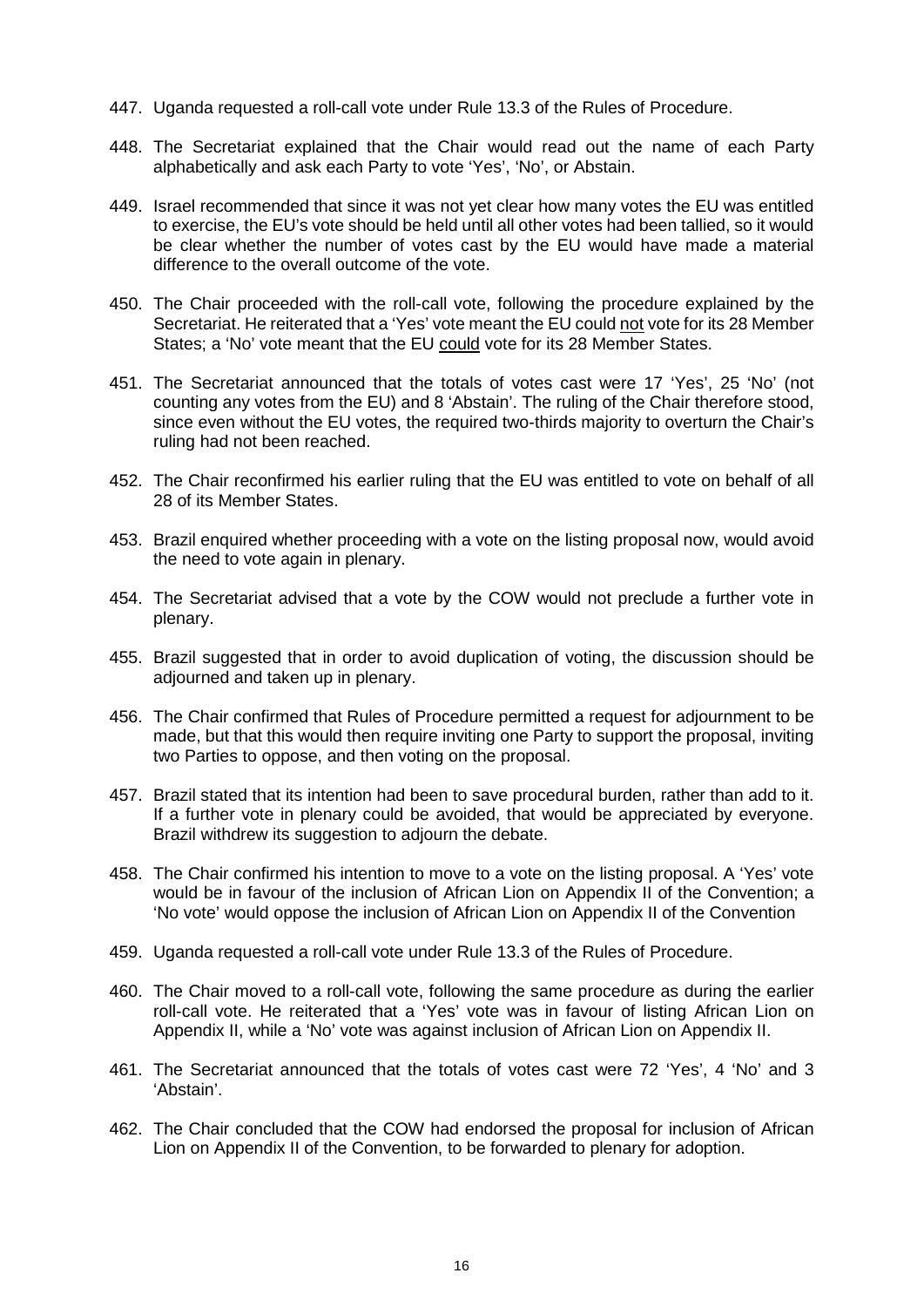447. Uganda requested a roll-call vote under Rule 13.3 of the Rules of Procedure.

448. The Secretariat explained that the Chair would read out the name of each Party alphabetically and ask each Party to vote 'Yes', 'No', or Abstain.

449. Israel recommended that since it was not yet clear how many votes the EU was entitled to exercise, the EU's vote should be held until all other votes had been tallied, so it would be clear whether the number of votes cast by the EU would have made a material difference to the overall outcome of the vote.

450. The Chair proceeded with the roll-call vote, following the procedure explained by the Secretariat. He reiterated that a 'Yes' vote meant the EU could not vote for its 28 Member States; a 'No' vote meant that the EU could vote for its 28 Member States.

451. The Secretariat announced that the totals of votes cast were 17 'Yes', 25 'No' (not counting any votes from the EU) and 8 'Abstain'. The ruling of the Chair therefore stood, since even without the EU votes, the required two-thirds majority to overturn the Chair's ruling had not been reached.

452. The Chair reconfirmed his earlier ruling that the EU was entitled to vote on behalf of all 28 of its Member States.

453. Brazil enquired whether proceeding with a vote on the listing proposal now, would avoid the need to vote again in plenary.

454. The Secretariat advised that a vote by the COW would not preclude a further vote in plenary.

455. Brazil suggested that in order to avoid duplication of voting, the discussion should be adjourned and taken up in plenary.

456. The Chair confirmed that Rules of Procedure permitted a request for adjournment to be made, but that this would then require inviting one Party to support the proposal, inviting two Parties to oppose, and then voting on the proposal.

457. Brazil stated that its intention had been to save procedural burden, rather than add to it. If a further vote in plenary could be avoided, that would be appreciated by everyone. Brazil withdrew its suggestion to adjourn the debate.

458. The Chair confirmed his intention to move to a vote on the listing proposal. A 'Yes' vote would be in favour of the inclusion of African Lion on Appendix II of the Convention; a 'No vote' would oppose the inclusion of African Lion on Appendix II of the Convention

459. Uganda requested a roll-call vote under Rule 13.3 of the Rules of Procedure.

460. The Chair moved to a roll-call vote, following the same procedure as during the earlier roll-call vote. He reiterated that a 'Yes' vote was in favour of listing African Lion on Appendix II, while a 'No' vote was against inclusion of African Lion on Appendix II.

461. The Secretariat announced that the totals of votes cast were 72 'Yes', 4 'No' and 3 'Abstain'.

462. The Chair concluded that the COW had endorsed the proposal for inclusion of African Lion on Appendix II of the Convention, to be forwarded to plenary for adoption.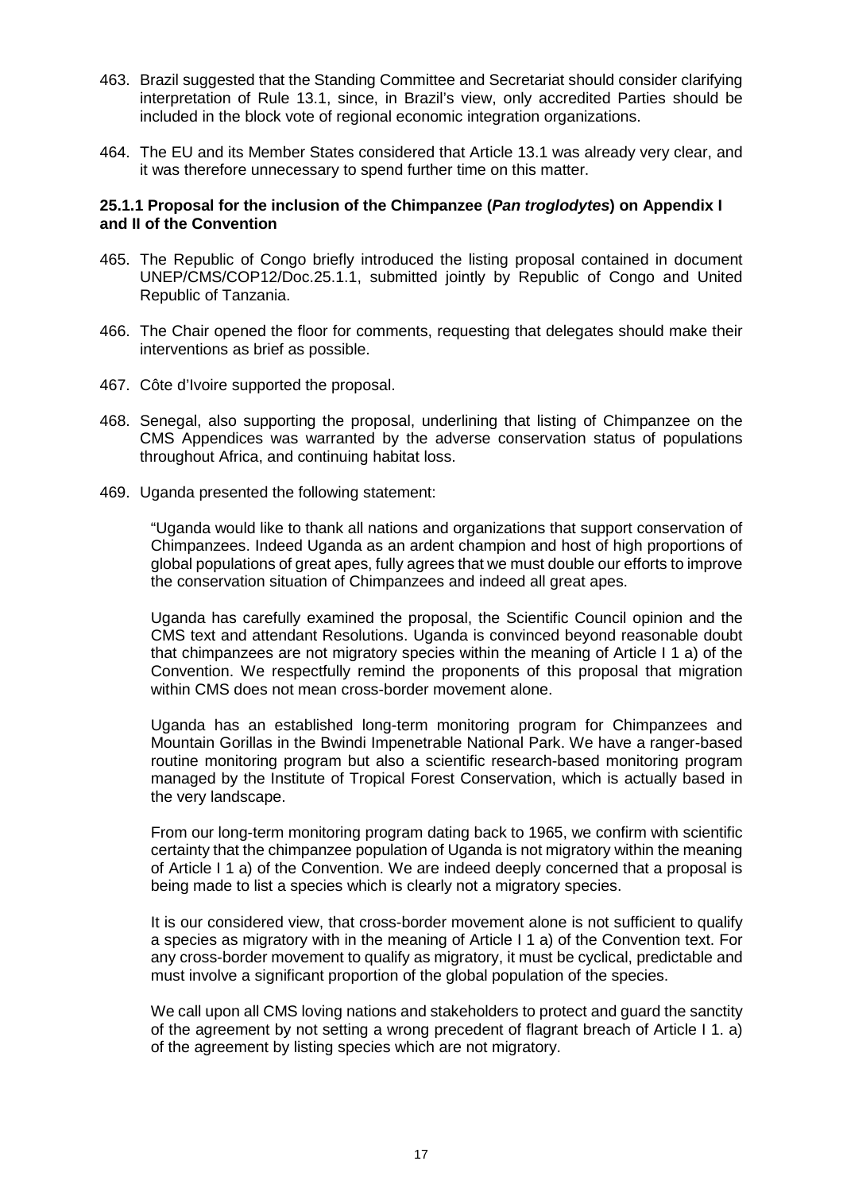463. Brazil suggested that the Standing Committee and Secretariat should consider clarifying interpretation of Rule 13.1, since, in Brazil's view, only accredited Parties should be included in the block vote of regional economic integration organizations.

464. The EU and its Member States considered that Article 13.1 was already very clear, and it was therefore unnecessary to spend further time on this matter.

**25.1.1 Proposal for the inclusion of the Chimpanzee (*Pan troglodytes*) on Appendix I and II of the Convention**

465. The Republic of Congo briefly introduced the listing proposal contained in document UNEP/CMS/COP12/Doc.25.1.1, submitted jointly by Republic of Congo and United Republic of Tanzania.

466. The Chair opened the floor for comments, requesting that delegates should make their interventions as brief as possible.

467. Côte d'Ivoire supported the proposal.

468. Senegal, also supporting the proposal, underlining that listing of Chimpanzee on the CMS Appendices was warranted by the adverse conservation status of populations throughout Africa, and continuing habitat loss.

469. Uganda presented the following statement:

> "Uganda would like to thank all nations and organizations that support conservation of Chimpanzees. Indeed Uganda as an ardent champion and host of high proportions of global populations of great apes, fully agrees that we must double our efforts to improve the conservation situation of Chimpanzees and indeed all great apes.
>
> Uganda has carefully examined the proposal, the Scientific Council opinion and the CMS text and attendant Resolutions. Uganda is convinced beyond reasonable doubt that chimpanzees are not migratory species within the meaning of Article I 1 a) of the Convention. We respectfully remind the proponents of this proposal that migration within CMS does not mean cross-border movement alone.
>
> Uganda has an established long-term monitoring program for Chimpanzees and Mountain Gorillas in the Bwindi Impenetrable National Park. We have a ranger-based routine monitoring program but also a scientific research-based monitoring program managed by the Institute of Tropical Forest Conservation, which is actually based in the very landscape.
>
> From our long-term monitoring program dating back to 1965, we confirm with scientific certainty that the chimpanzee population of Uganda is not migratory within the meaning of Article I 1 a) of the Convention. We are indeed deeply concerned that a proposal is being made to list a species which is clearly not a migratory species.
>
> It is our considered view, that cross-border movement alone is not sufficient to qualify a species as migratory with in the meaning of Article I 1 a) of the Convention text. For any cross-border movement to qualify as migratory, it must be cyclical, predictable and must involve a significant proportion of the global population of the species.
>
> We call upon all CMS loving nations and stakeholders to protect and guard the sanctity of the agreement by not setting a wrong precedent of flagrant breach of Article I 1. a) of the agreement by listing species which are not migratory.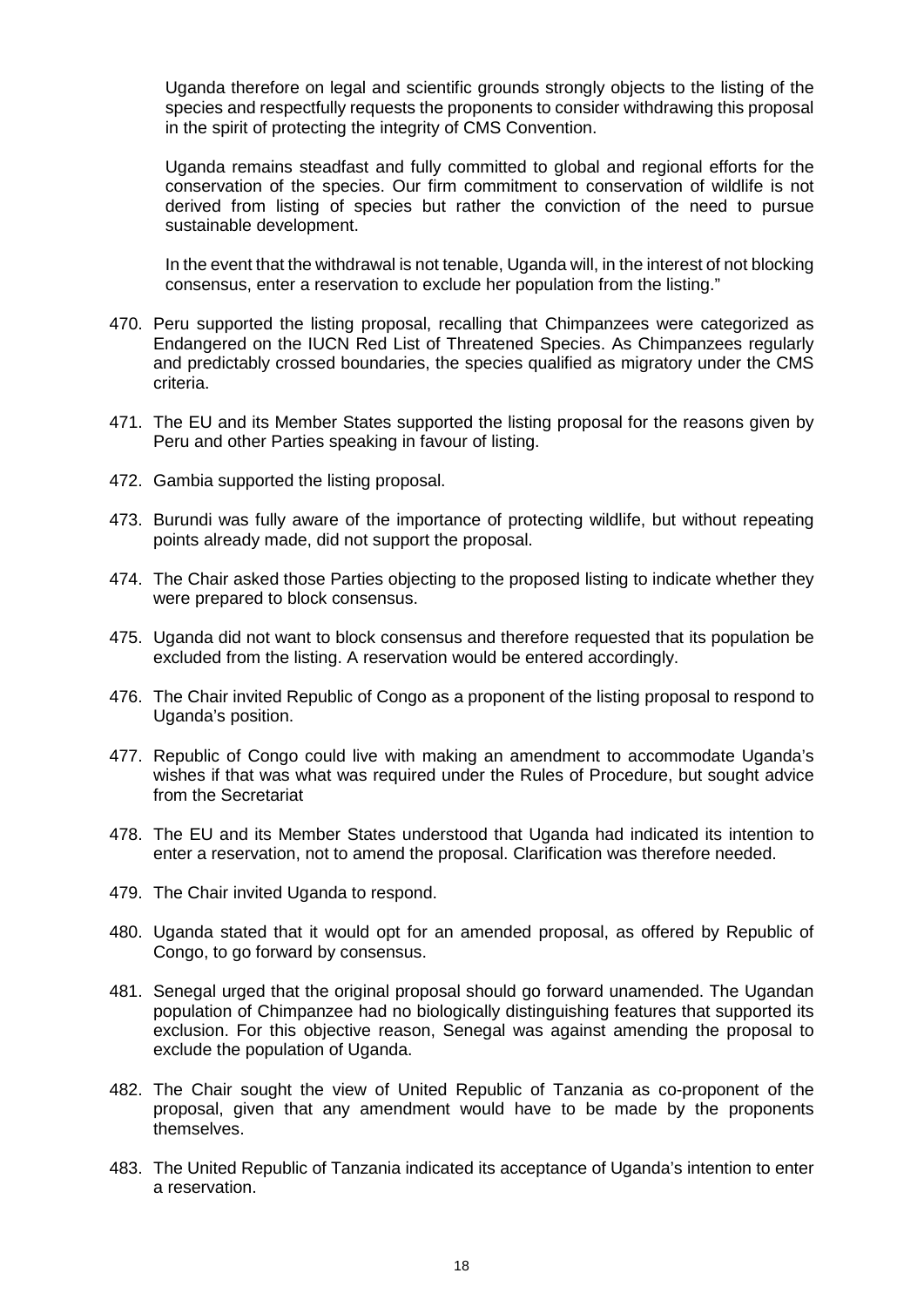Uganda therefore on legal and scientific grounds strongly objects to the listing of the species and respectfully requests the proponents to consider withdrawing this proposal in the spirit of protecting the integrity of CMS Convention.

Uganda remains steadfast and fully committed to global and regional efforts for the conservation of the species. Our firm commitment to conservation of wildlife is not derived from listing of species but rather the conviction of the need to pursue sustainable development.

In the event that the withdrawal is not tenable, Uganda will, in the interest of not blocking consensus, enter a reservation to exclude her population from the listing."

470. Peru supported the listing proposal, recalling that Chimpanzees were categorized as Endangered on the IUCN Red List of Threatened Species. As Chimpanzees regularly and predictably crossed boundaries, the species qualified as migratory under the CMS criteria.

471. The EU and its Member States supported the listing proposal for the reasons given by Peru and other Parties speaking in favour of listing.

472. Gambia supported the listing proposal.

473. Burundi was fully aware of the importance of protecting wildlife, but without repeating points already made, did not support the proposal.

474. The Chair asked those Parties objecting to the proposed listing to indicate whether they were prepared to block consensus.

475. Uganda did not want to block consensus and therefore requested that its population be excluded from the listing. A reservation would be entered accordingly.

476. The Chair invited Republic of Congo as a proponent of the listing proposal to respond to Uganda's position.

477. Republic of Congo could live with making an amendment to accommodate Uganda's wishes if that was what was required under the Rules of Procedure, but sought advice from the Secretariat

478. The EU and its Member States understood that Uganda had indicated its intention to enter a reservation, not to amend the proposal. Clarification was therefore needed.

479. The Chair invited Uganda to respond.

480. Uganda stated that it would opt for an amended proposal, as offered by Republic of Congo, to go forward by consensus.

481. Senegal urged that the original proposal should go forward unamended. The Ugandan population of Chimpanzee had no biologically distinguishing features that supported its exclusion. For this objective reason, Senegal was against amending the proposal to exclude the population of Uganda.

482. The Chair sought the view of United Republic of Tanzania as co-proponent of the proposal, given that any amendment would have to be made by the proponents themselves.

483. The United Republic of Tanzania indicated its acceptance of Uganda's intention to enter a reservation.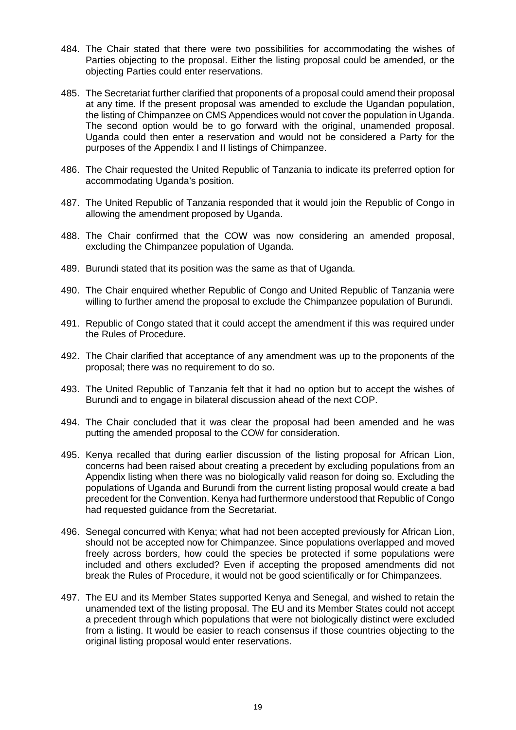484. The Chair stated that there were two possibilities for accommodating the wishes of Parties objecting to the proposal. Either the listing proposal could be amended, or the objecting Parties could enter reservations.

485. The Secretariat further clarified that proponents of a proposal could amend their proposal at any time. If the present proposal was amended to exclude the Ugandan population, the listing of Chimpanzee on CMS Appendices would not cover the population in Uganda. The second option would be to go forward with the original, unamended proposal. Uganda could then enter a reservation and would not be considered a Party for the purposes of the Appendix I and II listings of Chimpanzee.

486. The Chair requested the United Republic of Tanzania to indicate its preferred option for accommodating Uganda's position.

487. The United Republic of Tanzania responded that it would join the Republic of Congo in allowing the amendment proposed by Uganda.

488. The Chair confirmed that the COW was now considering an amended proposal, excluding the Chimpanzee population of Uganda.

489. Burundi stated that its position was the same as that of Uganda.

490. The Chair enquired whether Republic of Congo and United Republic of Tanzania were willing to further amend the proposal to exclude the Chimpanzee population of Burundi.

491. Republic of Congo stated that it could accept the amendment if this was required under the Rules of Procedure.

492. The Chair clarified that acceptance of any amendment was up to the proponents of the proposal; there was no requirement to do so.

493. The United Republic of Tanzania felt that it had no option but to accept the wishes of Burundi and to engage in bilateral discussion ahead of the next COP.

494. The Chair concluded that it was clear the proposal had been amended and he was putting the amended proposal to the COW for consideration.

495. Kenya recalled that during earlier discussion of the listing proposal for African Lion, concerns had been raised about creating a precedent by excluding populations from an Appendix listing when there was no biologically valid reason for doing so. Excluding the populations of Uganda and Burundi from the current listing proposal would create a bad precedent for the Convention. Kenya had furthermore understood that Republic of Congo had requested guidance from the Secretariat.

496. Senegal concurred with Kenya; what had not been accepted previously for African Lion, should not be accepted now for Chimpanzee. Since populations overlapped and moved freely across borders, how could the species be protected if some populations were included and others excluded? Even if accepting the proposed amendments did not break the Rules of Procedure, it would not be good scientifically or for Chimpanzees.

497. The EU and its Member States supported Kenya and Senegal, and wished to retain the unamended text of the listing proposal. The EU and its Member States could not accept a precedent through which populations that were not biologically distinct were excluded from a listing. It would be easier to reach consensus if those countries objecting to the original listing proposal would enter reservations.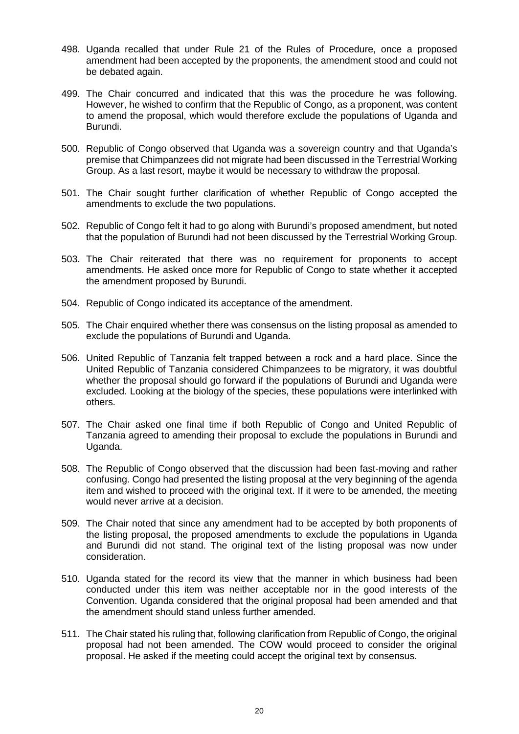498. Uganda recalled that under Rule 21 of the Rules of Procedure, once a proposed amendment had been accepted by the proponents, the amendment stood and could not be debated again.

499. The Chair concurred and indicated that this was the procedure he was following. However, he wished to confirm that the Republic of Congo, as a proponent, was content to amend the proposal, which would therefore exclude the populations of Uganda and Burundi.

500. Republic of Congo observed that Uganda was a sovereign country and that Uganda's premise that Chimpanzees did not migrate had been discussed in the Terrestrial Working Group. As a last resort, maybe it would be necessary to withdraw the proposal.

501. The Chair sought further clarification of whether Republic of Congo accepted the amendments to exclude the two populations.

502. Republic of Congo felt it had to go along with Burundi's proposed amendment, but noted that the population of Burundi had not been discussed by the Terrestrial Working Group.

503. The Chair reiterated that there was no requirement for proponents to accept amendments. He asked once more for Republic of Congo to state whether it accepted the amendment proposed by Burundi.

504. Republic of Congo indicated its acceptance of the amendment.

505. The Chair enquired whether there was consensus on the listing proposal as amended to exclude the populations of Burundi and Uganda.

506. United Republic of Tanzania felt trapped between a rock and a hard place. Since the United Republic of Tanzania considered Chimpanzees to be migratory, it was doubtful whether the proposal should go forward if the populations of Burundi and Uganda were excluded. Looking at the biology of the species, these populations were interlinked with others.

507. The Chair asked one final time if both Republic of Congo and United Republic of Tanzania agreed to amending their proposal to exclude the populations in Burundi and Uganda.

508. The Republic of Congo observed that the discussion had been fast-moving and rather confusing. Congo had presented the listing proposal at the very beginning of the agenda item and wished to proceed with the original text. If it were to be amended, the meeting would never arrive at a decision.

509. The Chair noted that since any amendment had to be accepted by both proponents of the listing proposal, the proposed amendments to exclude the populations in Uganda and Burundi did not stand. The original text of the listing proposal was now under consideration.

510. Uganda stated for the record its view that the manner in which business had been conducted under this item was neither acceptable nor in the good interests of the Convention. Uganda considered that the original proposal had been amended and that the amendment should stand unless further amended.

511. The Chair stated his ruling that, following clarification from Republic of Congo, the original proposal had not been amended. The COW would proceed to consider the original proposal. He asked if the meeting could accept the original text by consensus.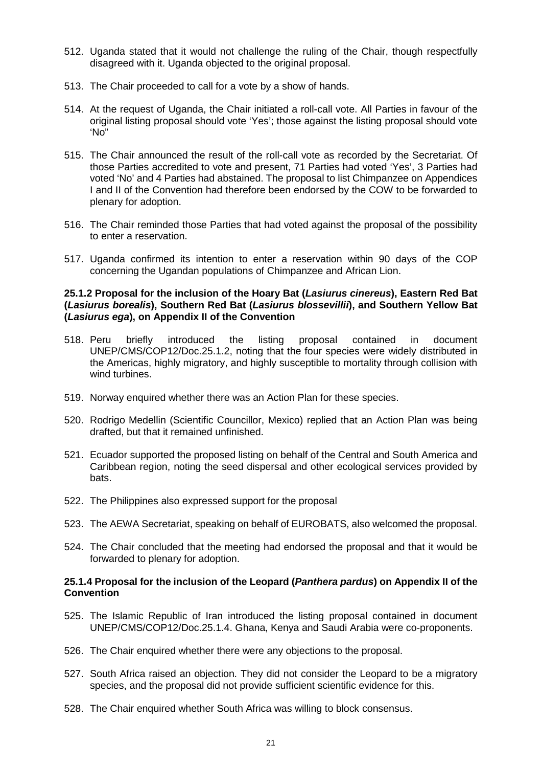512. Uganda stated that it would not challenge the ruling of the Chair, though respectfully disagreed with it. Uganda objected to the original proposal.

513. The Chair proceeded to call for a vote by a show of hands.

514. At the request of Uganda, the Chair initiated a roll-call vote. All Parties in favour of the original listing proposal should vote 'Yes'; those against the listing proposal should vote 'No"

515. The Chair announced the result of the roll-call vote as recorded by the Secretariat. Of those Parties accredited to vote and present, 71 Parties had voted 'Yes', 3 Parties had voted 'No' and 4 Parties had abstained. The proposal to list Chimpanzee on Appendices I and II of the Convention had therefore been endorsed by the COW to be forwarded to plenary for adoption.

516. The Chair reminded those Parties that had voted against the proposal of the possibility to enter a reservation.

517. Uganda confirmed its intention to enter a reservation within 90 days of the COP concerning the Ugandan populations of Chimpanzee and African Lion.

**25.1.2 Proposal for the inclusion of the Hoary Bat (*Lasiurus cinereus*), Eastern Red Bat (*Lasiurus borealis*), Southern Red Bat (*Lasiurus blossevillii*), and Southern Yellow Bat (*Lasiurus ega*), on Appendix II of the Convention**

518. Peru briefly introduced the listing proposal contained in document UNEP/CMS/COP12/Doc.25.1.2, noting that the four species were widely distributed in the Americas, highly migratory, and highly susceptible to mortality through collision with wind turbines.

519. Norway enquired whether there was an Action Plan for these species.

520. Rodrigo Medellin (Scientific Councillor, Mexico) replied that an Action Plan was being drafted, but that it remained unfinished.

521. Ecuador supported the proposed listing on behalf of the Central and South America and Caribbean region, noting the seed dispersal and other ecological services provided by bats.

522. The Philippines also expressed support for the proposal

523. The AEWA Secretariat, speaking on behalf of EUROBATS, also welcomed the proposal.

524. The Chair concluded that the meeting had endorsed the proposal and that it would be forwarded to plenary for adoption.

**25.1.4 Proposal for the inclusion of the Leopard (*Panthera pardus*) on Appendix II of the Convention**

525. The Islamic Republic of Iran introduced the listing proposal contained in document UNEP/CMS/COP12/Doc.25.1.4. Ghana, Kenya and Saudi Arabia were co-proponents.

526. The Chair enquired whether there were any objections to the proposal.

527. South Africa raised an objection. They did not consider the Leopard to be a migratory species, and the proposal did not provide sufficient scientific evidence for this.

528. The Chair enquired whether South Africa was willing to block consensus.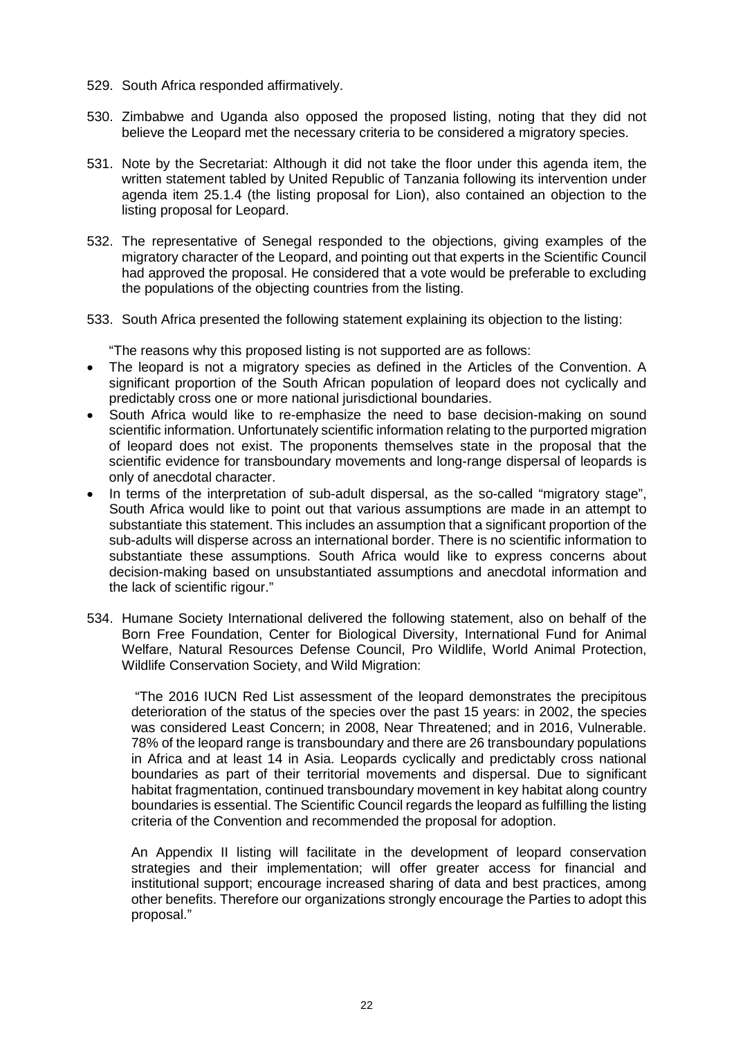529. South Africa responded affirmatively.

530. Zimbabwe and Uganda also opposed the proposed listing, noting that they did not believe the Leopard met the necessary criteria to be considered a migratory species.

531. Note by the Secretariat: Although it did not take the floor under this agenda item, the written statement tabled by United Republic of Tanzania following its intervention under agenda item 25.1.4 (the listing proposal for Lion), also contained an objection to the listing proposal for Leopard.

532. The representative of Senegal responded to the objections, giving examples of the migratory character of the Leopard, and pointing out that experts in the Scientific Council had approved the proposal. He considered that a vote would be preferable to excluding the populations of the objecting countries from the listing.

533. South Africa presented the following statement explaining its objection to the listing:

"The reasons why this proposed listing is not supported are as follows:

- The leopard is not a migratory species as defined in the Articles of the Convention. A significant proportion of the South African population of leopard does not cyclically and predictably cross one or more national jurisdictional boundaries.
- South Africa would like to re-emphasize the need to base decision-making on sound scientific information. Unfortunately scientific information relating to the purported migration of leopard does not exist. The proponents themselves state in the proposal that the scientific evidence for transboundary movements and long-range dispersal of leopards is only of anecdotal character.
- In terms of the interpretation of sub-adult dispersal, as the so-called "migratory stage", South Africa would like to point out that various assumptions are made in an attempt to substantiate this statement. This includes an assumption that a significant proportion of the sub-adults will disperse across an international border. There is no scientific information to substantiate these assumptions. South Africa would like to express concerns about decision-making based on unsubstantiated assumptions and anecdotal information and the lack of scientific rigour."

534. Humane Society International delivered the following statement, also on behalf of the Born Free Foundation, Center for Biological Diversity, International Fund for Animal Welfare, Natural Resources Defense Council, Pro Wildlife, World Animal Protection, Wildlife Conservation Society, and Wild Migration:

> "The 2016 IUCN Red List assessment of the leopard demonstrates the precipitous deterioration of the status of the species over the past 15 years: in 2002, the species was considered Least Concern; in 2008, Near Threatened; and in 2016, Vulnerable. 78% of the leopard range is transboundary and there are 26 transboundary populations in Africa and at least 14 in Asia. Leopards cyclically and predictably cross national boundaries as part of their territorial movements and dispersal. Due to significant habitat fragmentation, continued transboundary movement in key habitat along country boundaries is essential. The Scientific Council regards the leopard as fulfilling the listing criteria of the Convention and recommended the proposal for adoption.
>
> An Appendix II listing will facilitate in the development of leopard conservation strategies and their implementation; will offer greater access for financial and institutional support; encourage increased sharing of data and best practices, among other benefits. Therefore our organizations strongly encourage the Parties to adopt this proposal."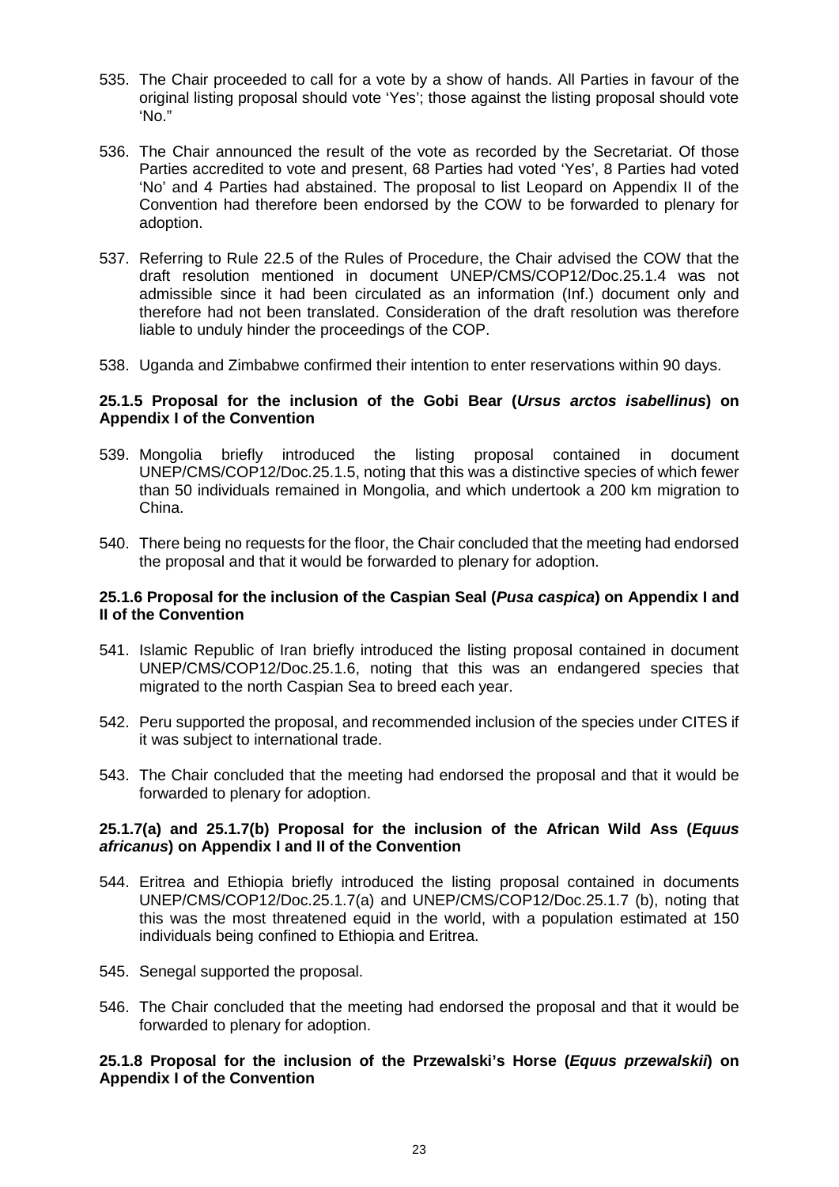535. The Chair proceeded to call for a vote by a show of hands. All Parties in favour of the original listing proposal should vote 'Yes'; those against the listing proposal should vote 'No."

536. The Chair announced the result of the vote as recorded by the Secretariat. Of those Parties accredited to vote and present, 68 Parties had voted 'Yes', 8 Parties had voted 'No' and 4 Parties had abstained. The proposal to list Leopard on Appendix II of the Convention had therefore been endorsed by the COW to be forwarded to plenary for adoption.

537. Referring to Rule 22.5 of the Rules of Procedure, the Chair advised the COW that the draft resolution mentioned in document UNEP/CMS/COP12/Doc.25.1.4 was not admissible since it had been circulated as an information (Inf.) document only and therefore had not been translated. Consideration of the draft resolution was therefore liable to unduly hinder the proceedings of the COP.

538. Uganda and Zimbabwe confirmed their intention to enter reservations within 90 days.

**25.1.5 Proposal for the inclusion of the Gobi Bear (*Ursus arctos isabellinus*) on Appendix I of the Convention**

539. Mongolia briefly introduced the listing proposal contained in document UNEP/CMS/COP12/Doc.25.1.5, noting that this was a distinctive species of which fewer than 50 individuals remained in Mongolia, and which undertook a 200 km migration to China.

540. There being no requests for the floor, the Chair concluded that the meeting had endorsed the proposal and that it would be forwarded to plenary for adoption.

**25.1.6 Proposal for the inclusion of the Caspian Seal (*Pusa caspica*) on Appendix I and II of the Convention**

541. Islamic Republic of Iran briefly introduced the listing proposal contained in document UNEP/CMS/COP12/Doc.25.1.6, noting that this was an endangered species that migrated to the north Caspian Sea to breed each year.

542. Peru supported the proposal, and recommended inclusion of the species under CITES if it was subject to international trade.

543. The Chair concluded that the meeting had endorsed the proposal and that it would be forwarded to plenary for adoption.

**25.1.7(a) and 25.1.7(b) Proposal for the inclusion of the African Wild Ass (*Equus africanus*) on Appendix I and II of the Convention**

544. Eritrea and Ethiopia briefly introduced the listing proposal contained in documents UNEP/CMS/COP12/Doc.25.1.7(a) and UNEP/CMS/COP12/Doc.25.1.7 (b), noting that this was the most threatened equid in the world, with a population estimated at 150 individuals being confined to Ethiopia and Eritrea.

545. Senegal supported the proposal.

546. The Chair concluded that the meeting had endorsed the proposal and that it would be forwarded to plenary for adoption.

**25.1.8 Proposal for the inclusion of the Przewalski's Horse (*Equus przewalskii*) on Appendix I of the Convention**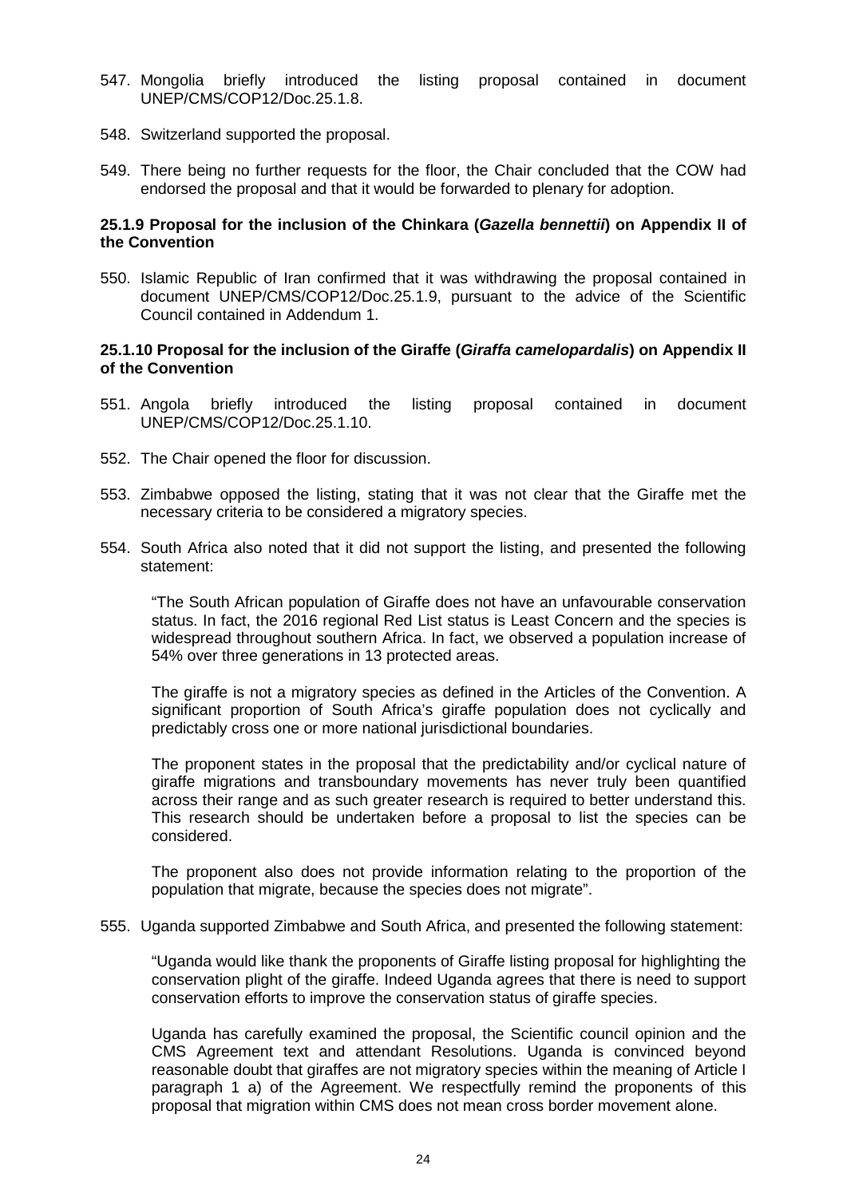547. Mongolia briefly introduced the listing proposal contained in document UNEP/CMS/COP12/Doc.25.1.8.

548. Switzerland supported the proposal.

549. There being no further requests for the floor, the Chair concluded that the COW had endorsed the proposal and that it would be forwarded to plenary for adoption.

**25.1.9 Proposal for the inclusion of the Chinkara (*Gazella bennettii*) on Appendix II of the Convention**

550. Islamic Republic of Iran confirmed that it was withdrawing the proposal contained in document UNEP/CMS/COP12/Doc.25.1.9, pursuant to the advice of the Scientific Council contained in Addendum 1.

**25.1.10 Proposal for the inclusion of the Giraffe (*Giraffa camelopardalis*) on Appendix II of the Convention**

551. Angola briefly introduced the listing proposal contained in document UNEP/CMS/COP12/Doc.25.1.10.

552. The Chair opened the floor for discussion.

553. Zimbabwe opposed the listing, stating that it was not clear that the Giraffe met the necessary criteria to be considered a migratory species.

554. South Africa also noted that it did not support the listing, and presented the following statement:

    "The South African population of Giraffe does not have an unfavourable conservation status. In fact, the 2016 regional Red List status is Least Concern and the species is widespread throughout southern Africa. In fact, we observed a population increase of 54% over three generations in 13 protected areas.

    The giraffe is not a migratory species as defined in the Articles of the Convention. A significant proportion of South Africa's giraffe population does not cyclically and predictably cross one or more national jurisdictional boundaries.

    The proponent states in the proposal that the predictability and/or cyclical nature of giraffe migrations and transboundary movements has never truly been quantified across their range and as such greater research is required to better understand this. This research should be undertaken before a proposal to list the species can be considered.

    The proponent also does not provide information relating to the proportion of the population that migrate, because the species does not migrate".

555. Uganda supported Zimbabwe and South Africa, and presented the following statement:

    "Uganda would like thank the proponents of Giraffe listing proposal for highlighting the conservation plight of the giraffe. Indeed Uganda agrees that there is need to support conservation efforts to improve the conservation status of giraffe species.

    Uganda has carefully examined the proposal, the Scientific council opinion and the CMS Agreement text and attendant Resolutions. Uganda is convinced beyond reasonable doubt that giraffes are not migratory species within the meaning of Article I paragraph 1 a) of the Agreement. We respectfully remind the proponents of this proposal that migration within CMS does not mean cross border movement alone.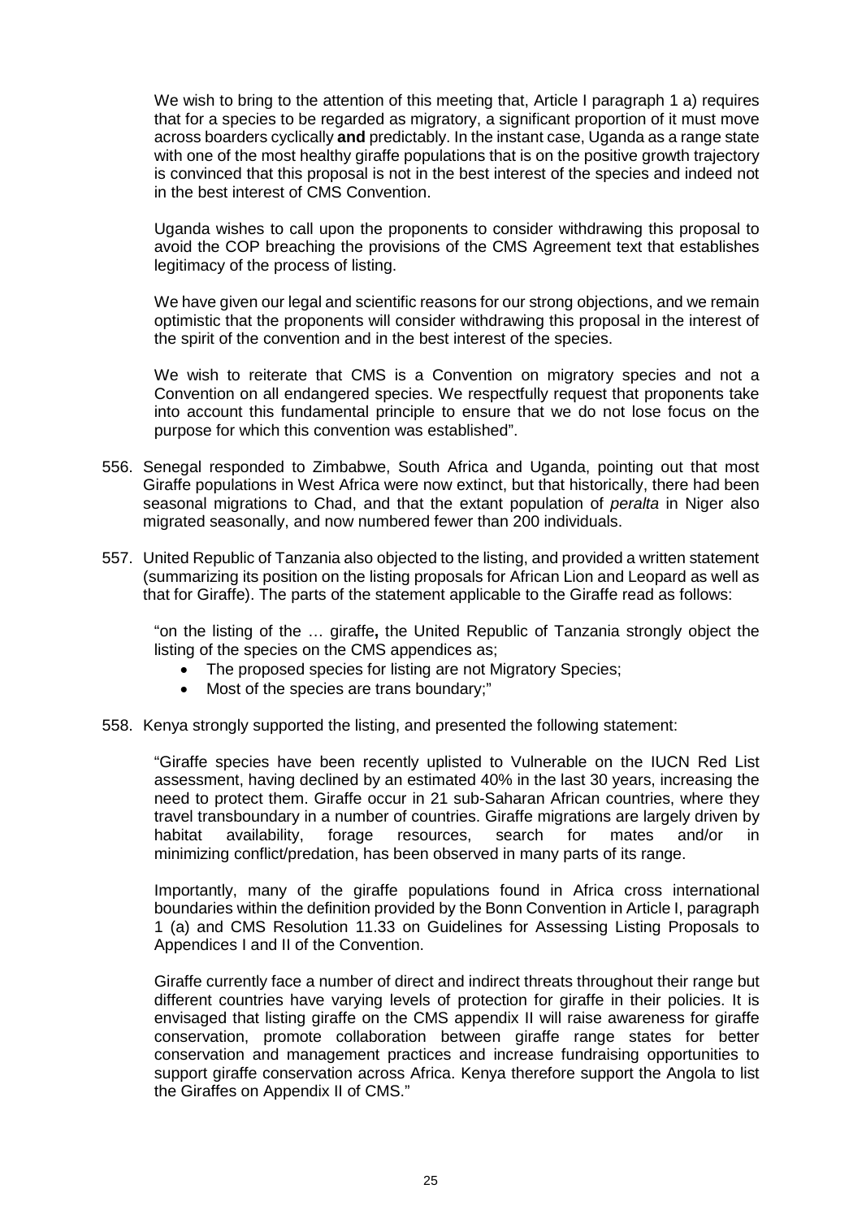We wish to bring to the attention of this meeting that, Article I paragraph 1 a) requires that for a species to be regarded as migratory, a significant proportion of it must move across boarders cyclically **and** predictably. In the instant case, Uganda as a range state with one of the most healthy giraffe populations that is on the positive growth trajectory is convinced that this proposal is not in the best interest of the species and indeed not in the best interest of CMS Convention.

Uganda wishes to call upon the proponents to consider withdrawing this proposal to avoid the COP breaching the provisions of the CMS Agreement text that establishes legitimacy of the process of listing.

We have given our legal and scientific reasons for our strong objections, and we remain optimistic that the proponents will consider withdrawing this proposal in the interest of the spirit of the convention and in the best interest of the species.

We wish to reiterate that CMS is a Convention on migratory species and not a Convention on all endangered species. We respectfully request that proponents take into account this fundamental principle to ensure that we do not lose focus on the purpose for which this convention was established".

556. Senegal responded to Zimbabwe, South Africa and Uganda, pointing out that most Giraffe populations in West Africa were now extinct, but that historically, there had been seasonal migrations to Chad, and that the extant population of *peralta* in Niger also migrated seasonally, and now numbered fewer than 200 individuals.

557. United Republic of Tanzania also objected to the listing, and provided a written statement (summarizing its position on the listing proposals for African Lion and Leopard as well as that for Giraffe). The parts of the statement applicable to the Giraffe read as follows:

"on the listing of the … giraffe**,** the United Republic of Tanzania strongly object the listing of the species on the CMS appendices as;

- The proposed species for listing are not Migratory Species;
- Most of the species are trans boundary;"

558. Kenya strongly supported the listing, and presented the following statement:

"Giraffe species have been recently uplisted to Vulnerable on the IUCN Red List assessment, having declined by an estimated 40% in the last 30 years, increasing the need to protect them. Giraffe occur in 21 sub-Saharan African countries, where they travel transboundary in a number of countries. Giraffe migrations are largely driven by habitat availability, forage resources, search for mates and/or in minimizing conflict/predation, has been observed in many parts of its range.

Importantly, many of the giraffe populations found in Africa cross international boundaries within the definition provided by the Bonn Convention in Article I, paragraph 1 (a) and CMS Resolution 11.33 on Guidelines for Assessing Listing Proposals to Appendices I and II of the Convention.

Giraffe currently face a number of direct and indirect threats throughout their range but different countries have varying levels of protection for giraffe in their policies. It is envisaged that listing giraffe on the CMS appendix II will raise awareness for giraffe conservation, promote collaboration between giraffe range states for better conservation and management practices and increase fundraising opportunities to support giraffe conservation across Africa. Kenya therefore support the Angola to list the Giraffes on Appendix II of CMS."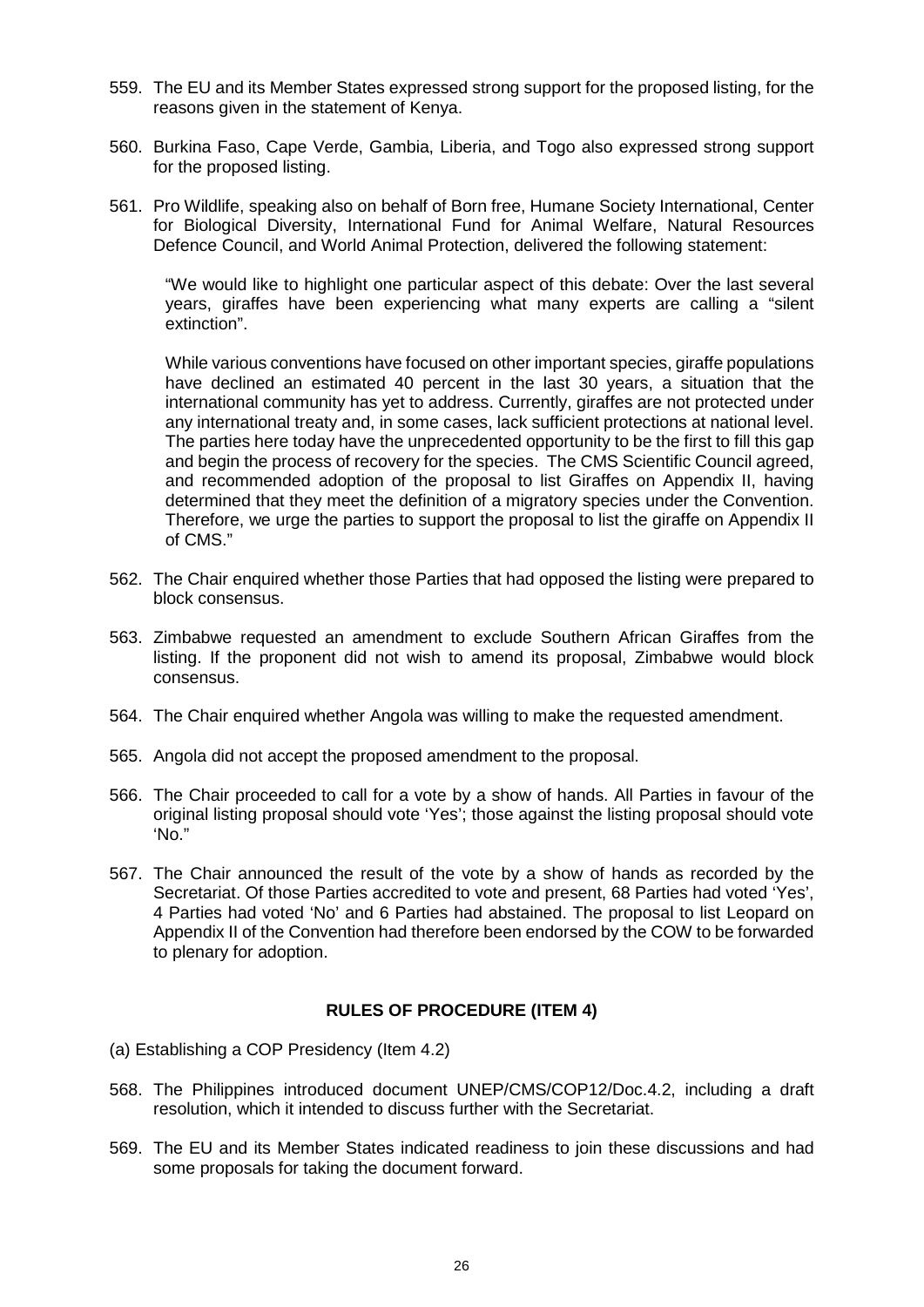559. The EU and its Member States expressed strong support for the proposed listing, for the reasons given in the statement of Kenya.

560. Burkina Faso, Cape Verde, Gambia, Liberia, and Togo also expressed strong support for the proposed listing.

561. Pro Wildlife, speaking also on behalf of Born free, Humane Society International, Center for Biological Diversity, International Fund for Animal Welfare, Natural Resources Defence Council, and World Animal Protection, delivered the following statement:

   "We would like to highlight one particular aspect of this debate: Over the last several years, giraffes have been experiencing what many experts are calling a "silent extinction".

   While various conventions have focused on other important species, giraffe populations have declined an estimated 40 percent in the last 30 years, a situation that the international community has yet to address. Currently, giraffes are not protected under any international treaty and, in some cases, lack sufficient protections at national level. The parties here today have the unprecedented opportunity to be the first to fill this gap and begin the process of recovery for the species. The CMS Scientific Council agreed, and recommended adoption of the proposal to list Giraffes on Appendix II, having determined that they meet the definition of a migratory species under the Convention. Therefore, we urge the parties to support the proposal to list the giraffe on Appendix II of CMS."

562. The Chair enquired whether those Parties that had opposed the listing were prepared to block consensus.

563. Zimbabwe requested an amendment to exclude Southern African Giraffes from the listing. If the proponent did not wish to amend its proposal, Zimbabwe would block consensus.

564. The Chair enquired whether Angola was willing to make the requested amendment.

565. Angola did not accept the proposed amendment to the proposal.

566. The Chair proceeded to call for a vote by a show of hands. All Parties in favour of the original listing proposal should vote 'Yes'; those against the listing proposal should vote 'No."

567. The Chair announced the result of the vote by a show of hands as recorded by the Secretariat. Of those Parties accredited to vote and present, 68 Parties had voted 'Yes', 4 Parties had voted 'No' and 6 Parties had abstained. The proposal to list Leopard on Appendix II of the Convention had therefore been endorsed by the COW to be forwarded to plenary for adoption.

## RULES OF PROCEDURE (ITEM 4)

(a) Establishing a COP Presidency (Item 4.2)

568. The Philippines introduced document UNEP/CMS/COP12/Doc.4.2, including a draft resolution, which it intended to discuss further with the Secretariat.

569. The EU and its Member States indicated readiness to join these discussions and had some proposals for taking the document forward.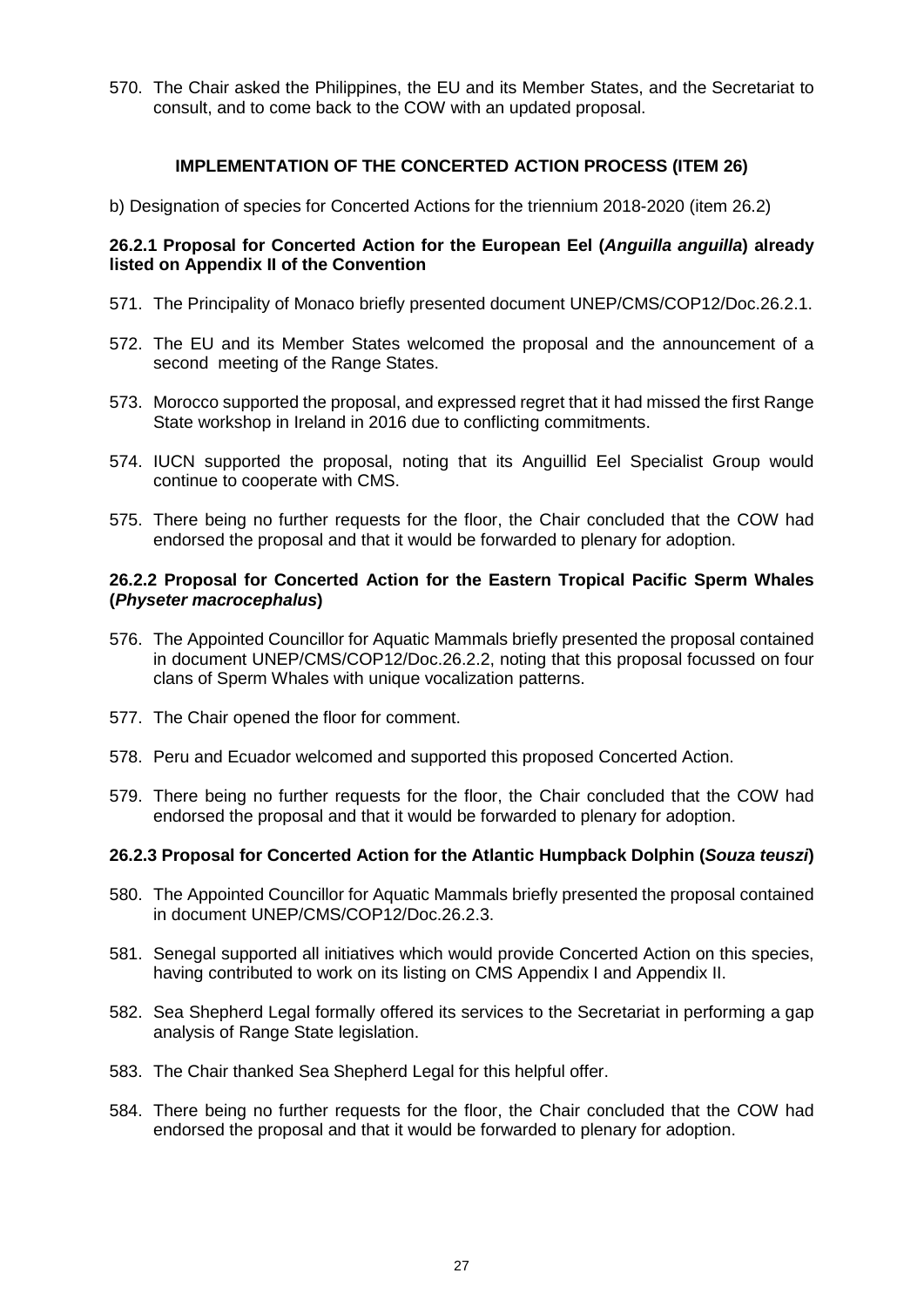570. The Chair asked the Philippines, the EU and its Member States, and the Secretariat to consult, and to come back to the COW with an updated proposal.

## IMPLEMENTATION OF THE CONCERTED ACTION PROCESS (ITEM 26)

b) Designation of species for Concerted Actions for the triennium 2018-2020 (item 26.2)

### 26.2.1 Proposal for Concerted Action for the European Eel (*Anguilla anguilla*) already listed on Appendix II of the Convention

571. The Principality of Monaco briefly presented document UNEP/CMS/COP12/Doc.26.2.1.

572. The EU and its Member States welcomed the proposal and the announcement of a second meeting of the Range States.

573. Morocco supported the proposal, and expressed regret that it had missed the first Range State workshop in Ireland in 2016 due to conflicting commitments.

574. IUCN supported the proposal, noting that its Anguillid Eel Specialist Group would continue to cooperate with CMS.

575. There being no further requests for the floor, the Chair concluded that the COW had endorsed the proposal and that it would be forwarded to plenary for adoption.

### 26.2.2 Proposal for Concerted Action for the Eastern Tropical Pacific Sperm Whales (*Physeter macrocephalus*)

576. The Appointed Councillor for Aquatic Mammals briefly presented the proposal contained in document UNEP/CMS/COP12/Doc.26.2.2, noting that this proposal focussed on four clans of Sperm Whales with unique vocalization patterns.

577. The Chair opened the floor for comment.

578. Peru and Ecuador welcomed and supported this proposed Concerted Action.

579. There being no further requests for the floor, the Chair concluded that the COW had endorsed the proposal and that it would be forwarded to plenary for adoption.

### 26.2.3 Proposal for Concerted Action for the Atlantic Humpback Dolphin (*Souza teuszi*)

580. The Appointed Councillor for Aquatic Mammals briefly presented the proposal contained in document UNEP/CMS/COP12/Doc.26.2.3.

581. Senegal supported all initiatives which would provide Concerted Action on this species, having contributed to work on its listing on CMS Appendix I and Appendix II.

582. Sea Shepherd Legal formally offered its services to the Secretariat in performing a gap analysis of Range State legislation.

583. The Chair thanked Sea Shepherd Legal for this helpful offer.

584. There being no further requests for the floor, the Chair concluded that the COW had endorsed the proposal and that it would be forwarded to plenary for adoption.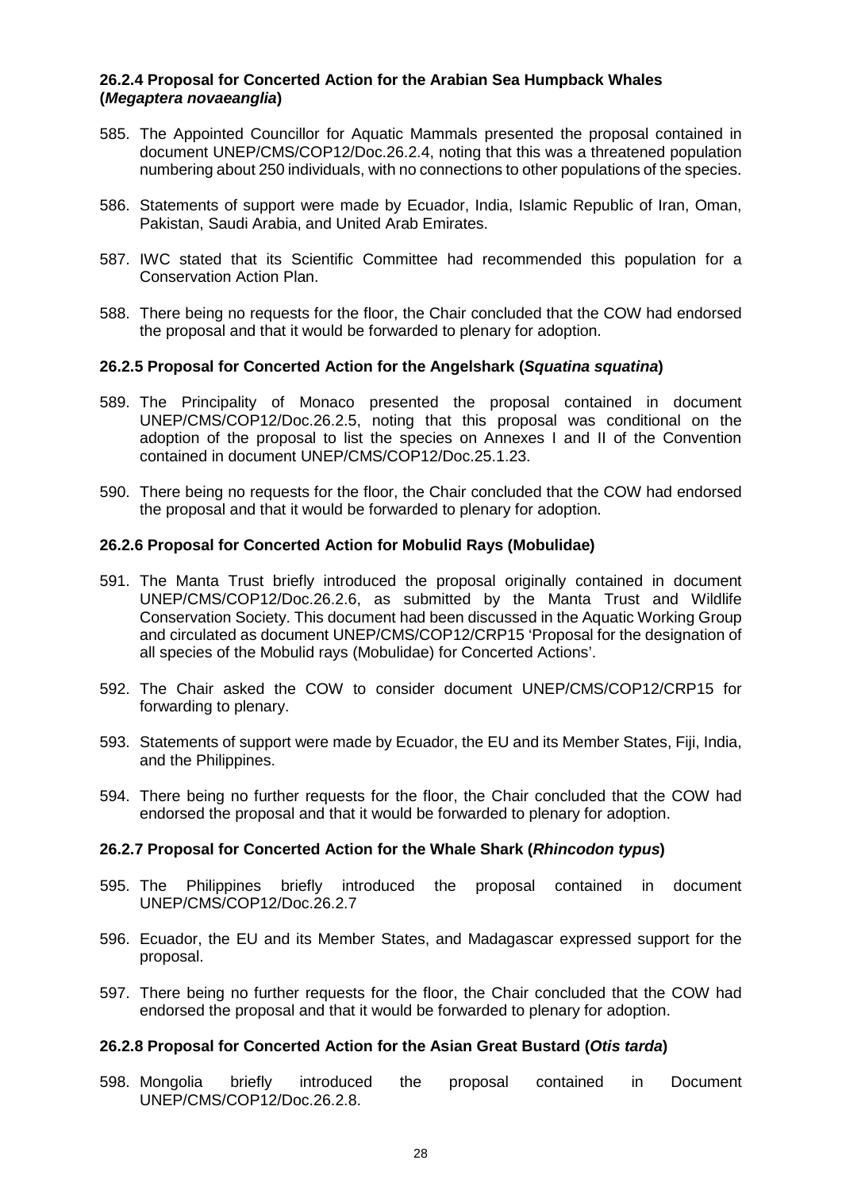### 26.2.4 Proposal for Concerted Action for the Arabian Sea Humpback Whales (*Megaptera novaeanglia*)

585. The Appointed Councillor for Aquatic Mammals presented the proposal contained in document UNEP/CMS/COP12/Doc.26.2.4, noting that this was a threatened population numbering about 250 individuals, with no connections to other populations of the species.

586. Statements of support were made by Ecuador, India, Islamic Republic of Iran, Oman, Pakistan, Saudi Arabia, and United Arab Emirates.

587. IWC stated that its Scientific Committee had recommended this population for a Conservation Action Plan.

588. There being no requests for the floor, the Chair concluded that the COW had endorsed the proposal and that it would be forwarded to plenary for adoption.

### 26.2.5 Proposal for Concerted Action for the Angelshark (*Squatina squatina*)

589. The Principality of Monaco presented the proposal contained in document UNEP/CMS/COP12/Doc.26.2.5, noting that this proposal was conditional on the adoption of the proposal to list the species on Annexes I and II of the Convention contained in document UNEP/CMS/COP12/Doc.25.1.23.

590. There being no requests for the floor, the Chair concluded that the COW had endorsed the proposal and that it would be forwarded to plenary for adoption.

### 26.2.6 Proposal for Concerted Action for Mobulid Rays (Mobulidae)

591. The Manta Trust briefly introduced the proposal originally contained in document UNEP/CMS/COP12/Doc.26.2.6, as submitted by the Manta Trust and Wildlife Conservation Society. This document had been discussed in the Aquatic Working Group and circulated as document UNEP/CMS/COP12/CRP15 'Proposal for the designation of all species of the Mobulid rays (Mobulidae) for Concerted Actions'.

592. The Chair asked the COW to consider document UNEP/CMS/COP12/CRP15 for forwarding to plenary.

593. Statements of support were made by Ecuador, the EU and its Member States, Fiji, India, and the Philippines.

594. There being no further requests for the floor, the Chair concluded that the COW had endorsed the proposal and that it would be forwarded to plenary for adoption.

### 26.2.7 Proposal for Concerted Action for the Whale Shark (*Rhincodon typus*)

595. The Philippines briefly introduced the proposal contained in document UNEP/CMS/COP12/Doc.26.2.7

596. Ecuador, the EU and the Member States, and Madagascar expressed support for the proposal.

597. There being no further requests for the floor, the Chair concluded that the COW had endorsed the proposal and that it would be forwarded to plenary for adoption.

### 26.2.8 Proposal for Concerted Action for the Asian Great Bustard (*Otis tarda*)

598. Mongolia briefly introduced the proposal contained in Document UNEP/CMS/COP12/Doc.26.2.8.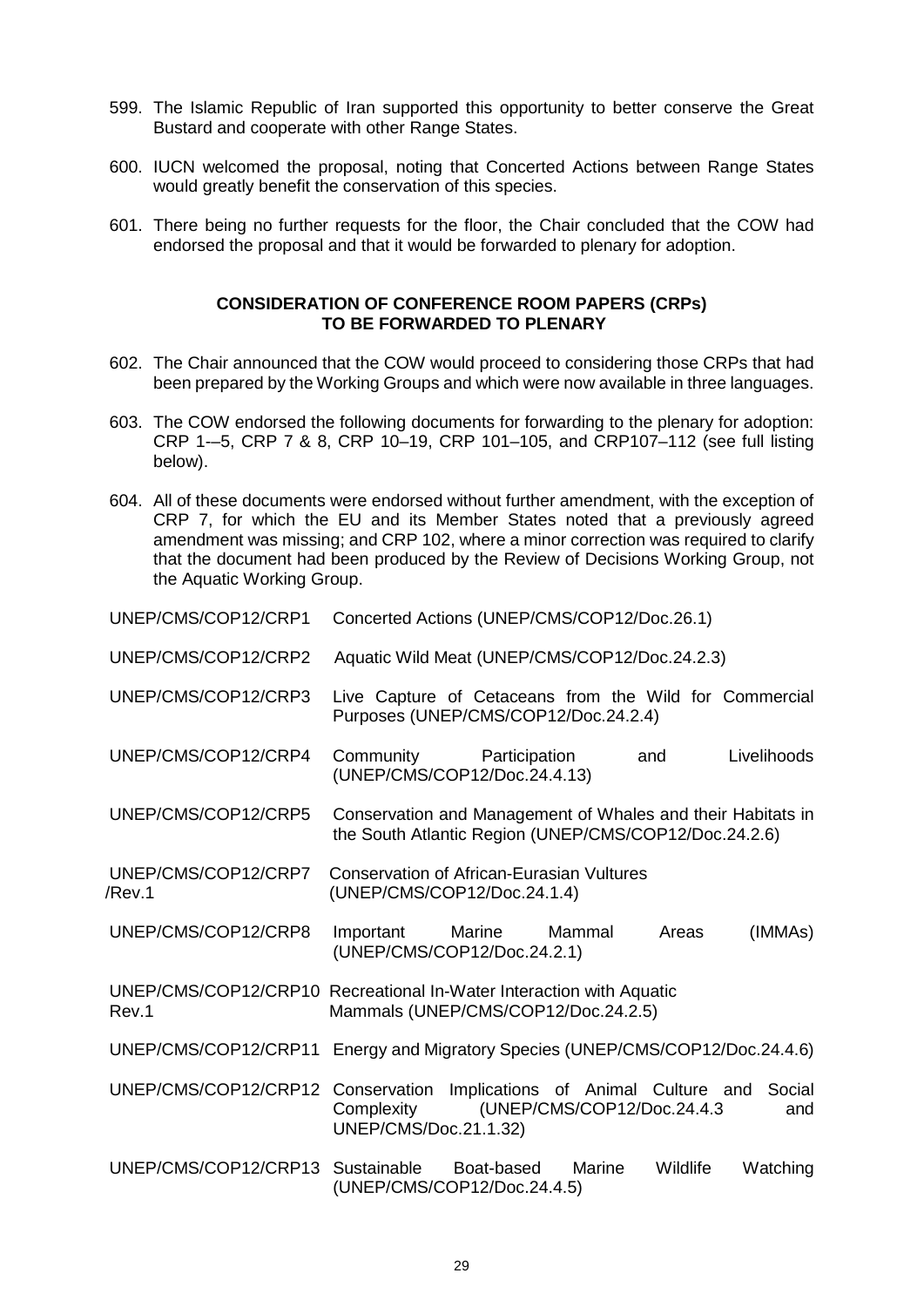599. The Islamic Republic of Iran supported this opportunity to better conserve the Great Bustard and cooperate with other Range States.

600. IUCN welcomed the proposal, noting that Concerted Actions between Range States would greatly benefit the conservation of this species.

601. There being no further requests for the floor, the Chair concluded that the COW had endorsed the proposal and that it would be forwarded to plenary for adoption.

**CONSIDERATION OF CONFERENCE ROOM PAPERS (CRPs) TO BE FORWARDED TO PLENARY**

602. The Chair announced that the COW would proceed to considering those CRPs that had been prepared by the Working Groups and which were now available in three languages.

603. The COW endorsed the following documents for forwarding to the plenary for adoption: CRP 1-–5, CRP 7 & 8, CRP 10–19, CRP 101–105, and CRP107–112 (see full listing below).

604. All of these documents were endorsed without further amendment, with the exception of CRP 7, for which the EU and its Member States noted that a previously agreed amendment was missing; and CRP 102, where a minor correction was required to clarify that the document had been produced by the Review of Decisions Working Group, not the Aquatic Working Group.

| | |
|---|---|
| UNEP/CMS/COP12/CRP1 | Concerted Actions (UNEP/CMS/COP12/Doc.26.1) |
| UNEP/CMS/COP12/CRP2 | Aquatic Wild Meat (UNEP/CMS/COP12/Doc.24.2.3) |
| UNEP/CMS/COP12/CRP3 | Live Capture of Cetaceans from the Wild for Commercial Purposes (UNEP/CMS/COP12/Doc.24.2.4) |
| UNEP/CMS/COP12/CRP4 | Community Participation and Livelihoods (UNEP/CMS/COP12/Doc.24.4.13) |
| UNEP/CMS/COP12/CRP5 | Conservation and Management of Whales and their Habitats in the South Atlantic Region (UNEP/CMS/COP12/Doc.24.2.6) |
| UNEP/CMS/COP12/CRP7 /Rev.1 | Conservation of African-Eurasian Vultures (UNEP/CMS/COP12/Doc.24.1.4) |
| UNEP/CMS/COP12/CRP8 | Important Marine Mammal Areas (IMMAs) (UNEP/CMS/COP12/Doc.24.2.1) |
| UNEP/CMS/COP12/CRP10 Rev.1 | Recreational In-Water Interaction with Aquatic Mammals (UNEP/CMS/COP12/Doc.24.2.5) |
| UNEP/CMS/COP12/CRP11 | Energy and Migratory Species (UNEP/CMS/COP12/Doc.24.4.6) |
| UNEP/CMS/COP12/CRP12 | Conservation Implications of Animal Culture and Social Complexity (UNEP/CMS/COP12/Doc.24.4.3 and UNEP/CMS/Doc.21.1.32) |
| UNEP/CMS/COP12/CRP13 | Sustainable Boat-based Marine Wildlife Watching (UNEP/CMS/COP12/Doc.24.4.5) |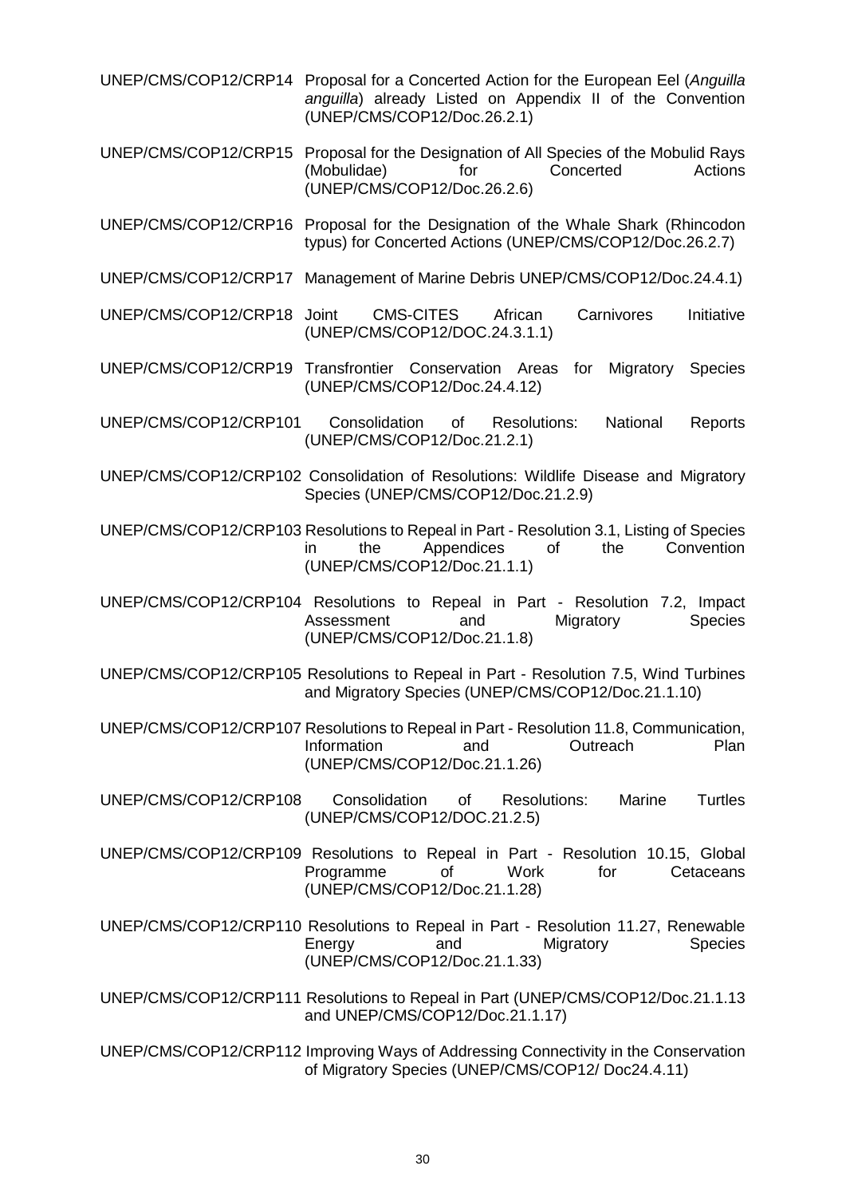| | |
|---|---|
| UNEP/CMS/COP12/CRP14 | Proposal for a Concerted Action for the European Eel (*Anguilla anguilla*) already Listed on Appendix II of the Convention (UNEP/CMS/COP12/Doc.26.2.1) |
| UNEP/CMS/COP12/CRP15 | Proposal for the Designation of All Species of the Mobulid Rays (Mobulidae) for Concerted Actions (UNEP/CMS/COP12/Doc.26.2.6) |
| UNEP/CMS/COP12/CRP16 | Proposal for the Designation of the Whale Shark (Rhincodon typus) for Concerted Actions (UNEP/CMS/COP12/Doc.26.2.7) |
| UNEP/CMS/COP12/CRP17 | Management of Marine Debris UNEP/CMS/COP12/Doc.24.4.1) |
| UNEP/CMS/COP12/CRP18 | Joint CMS-CITES African Carnivores Initiative (UNEP/CMS/COP12/DOC.24.3.1.1) |
| UNEP/CMS/COP12/CRP19 | Transfrontier Conservation Areas for Migratory Species (UNEP/CMS/COP12/Doc.24.4.12) |
| UNEP/CMS/COP12/CRP101 | Consolidation of Resolutions: National Reports (UNEP/CMS/COP12/Doc.21.2.1) |
| UNEP/CMS/COP12/CRP102 | Consolidation of Resolutions: Wildlife Disease and Migratory Species (UNEP/CMS/COP12/Doc.21.2.9) |
| UNEP/CMS/COP12/CRP103 | Resolutions to Repeal in Part - Resolution 3.1, Listing of Species in the Appendices of the Convention (UNEP/CMS/COP12/Doc.21.1.1) |
| UNEP/CMS/COP12/CRP104 | Resolutions to Repeal in Part - Resolution 7.2, Impact Assessment and Migratory Species (UNEP/CMS/COP12/Doc.21.1.8) |
| UNEP/CMS/COP12/CRP105 | Resolutions to Repeal in Part - Resolution 7.5, Wind Turbines and Migratory Species (UNEP/CMS/COP12/Doc.21.1.10) |
| UNEP/CMS/COP12/CRP107 | Resolutions to Repeal in Part - Resolution 11.8, Communication, Information and Outreach Plan (UNEP/CMS/COP12/Doc.21.1.26) |
| UNEP/CMS/COP12/CRP108 | Consolidation of Resolutions: Marine Turtles (UNEP/CMS/COP12/DOC.21.2.5) |
| UNEP/CMS/COP12/CRP109 | Resolutions to Repeal in Part - Resolution 10.15, Global Programme of Work for Cetaceans (UNEP/CMS/COP12/Doc.21.1.28) |
| UNEP/CMS/COP12/CRP110 | Resolutions to Repeal in Part - Resolution 11.27, Renewable Energy and Migratory Species (UNEP/CMS/COP12/Doc.21.1.33) |
| UNEP/CMS/COP12/CRP111 | Resolutions to Repeal in Part (UNEP/CMS/COP12/Doc.21.1.13 and UNEP/CMS/COP12/Doc.21.1.17) |
| UNEP/CMS/COP12/CRP112 | Improving Ways of Addressing Connectivity in the Conservation of Migratory Species (UNEP/CMS/COP12/ Doc24.4.11) |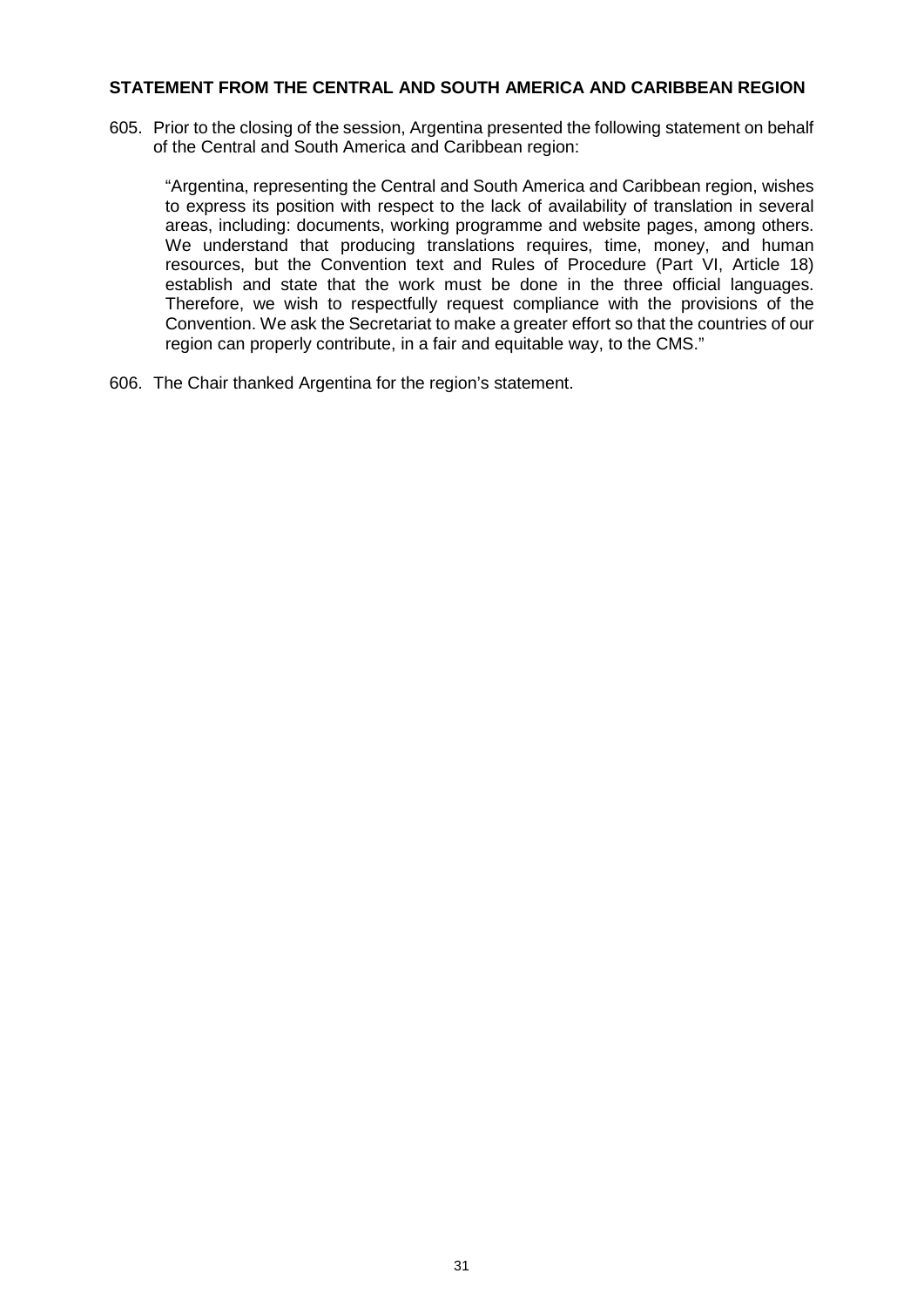**STATEMENT FROM THE CENTRAL AND SOUTH AMERICA AND CARIBBEAN REGION**

605. Prior to the closing of the session, Argentina presented the following statement on behalf of the Central and South America and Caribbean region:

> "Argentina, representing the Central and South America and Caribbean region, wishes to express its position with respect to the lack of availability of translation in several areas, including: documents, working programme and website pages, among others. We understand that producing translations requires, time, money, and human resources, but the Convention text and Rules of Procedure (Part VI, Article 18) establish and state that the work must be done in the three official languages. Therefore, we wish to respectfully request compliance with the provisions of the Convention. We ask the Secretariat to make a greater effort so that the countries of our region can properly contribute, in a fair and equitable way, to the CMS."

606. The Chair thanked Argentina for the region's statement.